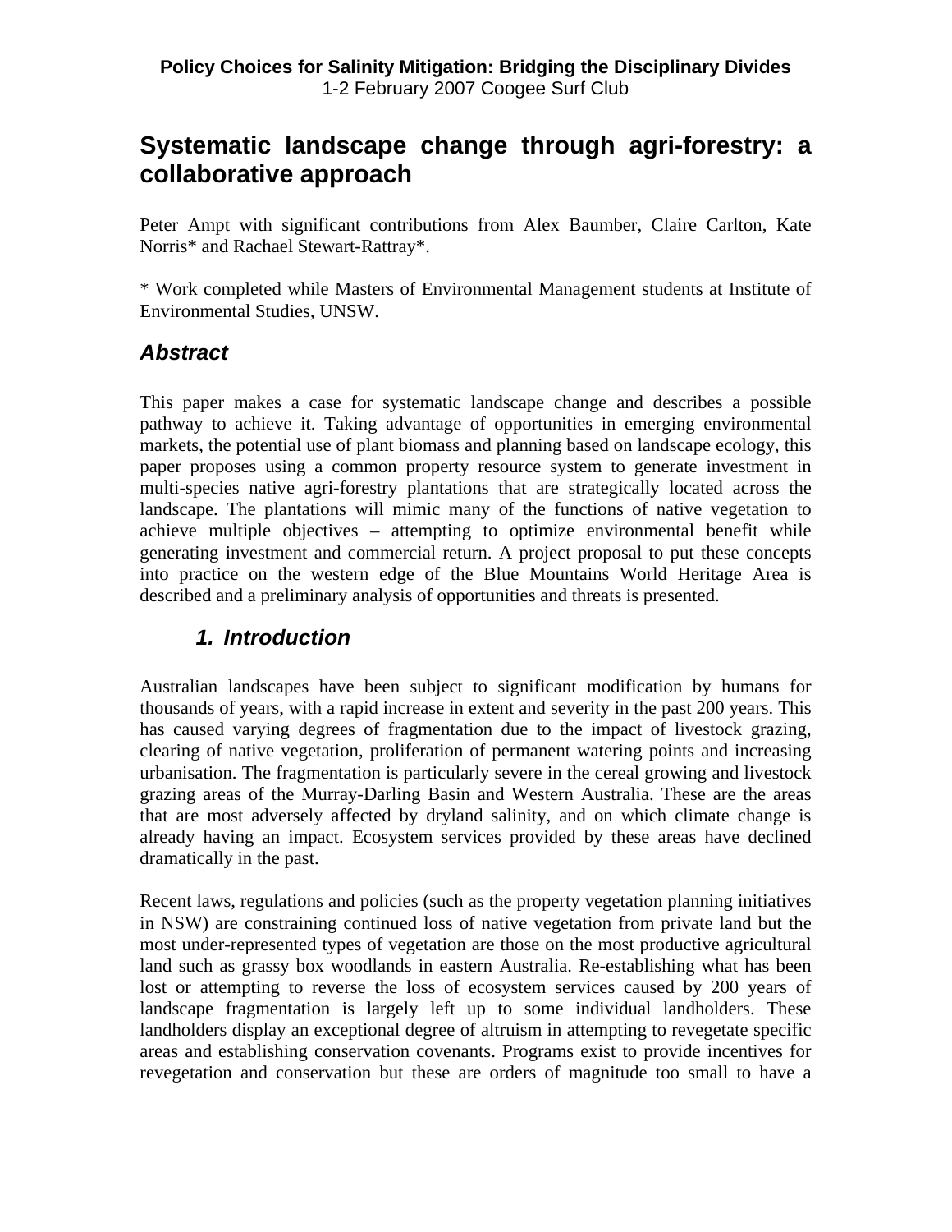**Policy Choices for Salinity Mitigation: Bridging the Disciplinary Divides**
1-2 February 2007 Coogee Surf Club

# Systematic landscape change through agri-forestry: a collaborative approach

Peter Ampt with significant contributions from Alex Baumber, Claire Carlton, Kate Norris* and Rachael Stewart-Rattray*.

* Work completed while Masters of Environmental Management students at Institute of Environmental Studies, UNSW.

## *Abstract*

This paper makes a case for systematic landscape change and describes a possible pathway to achieve it. Taking advantage of opportunities in emerging environmental markets, the potential use of plant biomass and planning based on landscape ecology, this paper proposes using a common property resource system to generate investment in multi-species native agri-forestry plantations that are strategically located across the landscape. The plantations will mimic many of the functions of native vegetation to achieve multiple objectives – attempting to optimize environmental benefit while generating investment and commercial return. A project proposal to put these concepts into practice on the western edge of the Blue Mountains World Heritage Area is described and a preliminary analysis of opportunities and threats is presented.

## *1. Introduction*

Australian landscapes have been subject to significant modification by humans for thousands of years, with a rapid increase in extent and severity in the past 200 years. This has caused varying degrees of fragmentation due to the impact of livestock grazing, clearing of native vegetation, proliferation of permanent watering points and increasing urbanisation. The fragmentation is particularly severe in the cereal growing and livestock grazing areas of the Murray-Darling Basin and Western Australia. These are the areas that are most adversely affected by dryland salinity, and on which climate change is already having an impact. Ecosystem services provided by these areas have declined dramatically in the past.

Recent laws, regulations and policies (such as the property vegetation planning initiatives in NSW) are constraining continued loss of native vegetation from private land but the most under-represented types of vegetation are those on the most productive agricultural land such as grassy box woodlands in eastern Australia. Re-establishing what has been lost or attempting to reverse the loss of ecosystem services caused by 200 years of landscape fragmentation is largely left up to some individual landholders. These landholders display an exceptional degree of altruism in attempting to revegetate specific areas and establishing conservation covenants. Programs exist to provide incentives for revegetation and conservation but these are orders of magnitude too small to have a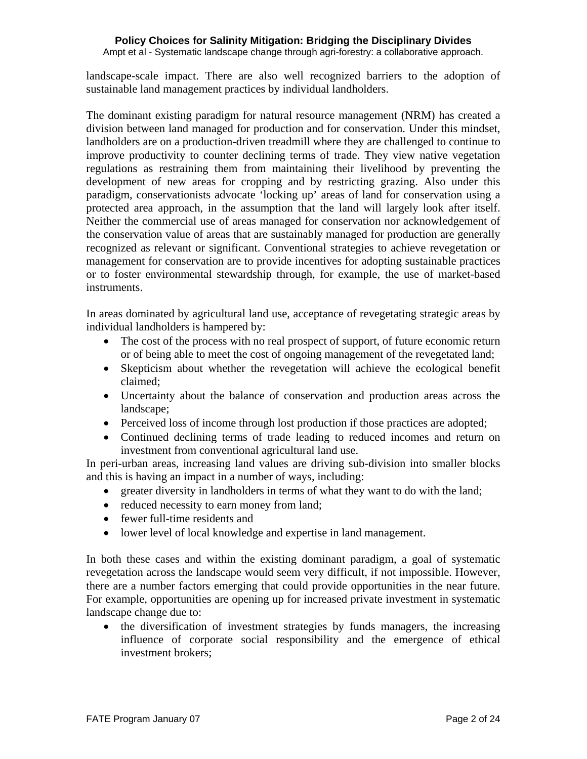landscape-scale impact. There are also well recognized barriers to the adoption of sustainable land management practices by individual landholders.

The dominant existing paradigm for natural resource management (NRM) has created a division between land managed for production and for conservation. Under this mindset, landholders are on a production-driven treadmill where they are challenged to continue to improve productivity to counter declining terms of trade. They view native vegetation regulations as restraining them from maintaining their livelihood by preventing the development of new areas for cropping and by restricting grazing. Also under this paradigm, conservationists advocate 'locking up' areas of land for conservation using a protected area approach, in the assumption that the land will largely look after itself. Neither the commercial use of areas managed for conservation nor acknowledgement of the conservation value of areas that are sustainably managed for production are generally recognized as relevant or significant. Conventional strategies to achieve revegetation or management for conservation are to provide incentives for adopting sustainable practices or to foster environmental stewardship through, for example, the use of market-based instruments.

In areas dominated by agricultural land use, acceptance of revegetating strategic areas by individual landholders is hampered by:

- The cost of the process with no real prospect of support, of future economic return or of being able to meet the cost of ongoing management of the revegetated land;
- Skepticism about whether the revegetation will achieve the ecological benefit claimed;
- Uncertainty about the balance of conservation and production areas across the landscape;
- Perceived loss of income through lost production if those practices are adopted;
- Continued declining terms of trade leading to reduced incomes and return on investment from conventional agricultural land use.

In peri-urban areas, increasing land values are driving sub-division into smaller blocks and this is having an impact in a number of ways, including:

- greater diversity in landholders in terms of what they want to do with the land;
- reduced necessity to earn money from land;
- fewer full-time residents and
- lower level of local knowledge and expertise in land management.

In both these cases and within the existing dominant paradigm, a goal of systematic revegetation across the landscape would seem very difficult, if not impossible. However, there are a number factors emerging that could provide opportunities in the near future. For example, opportunities are opening up for increased private investment in systematic landscape change due to:

- the diversification of investment strategies by funds managers, the increasing influence of corporate social responsibility and the emergence of ethical investment brokers;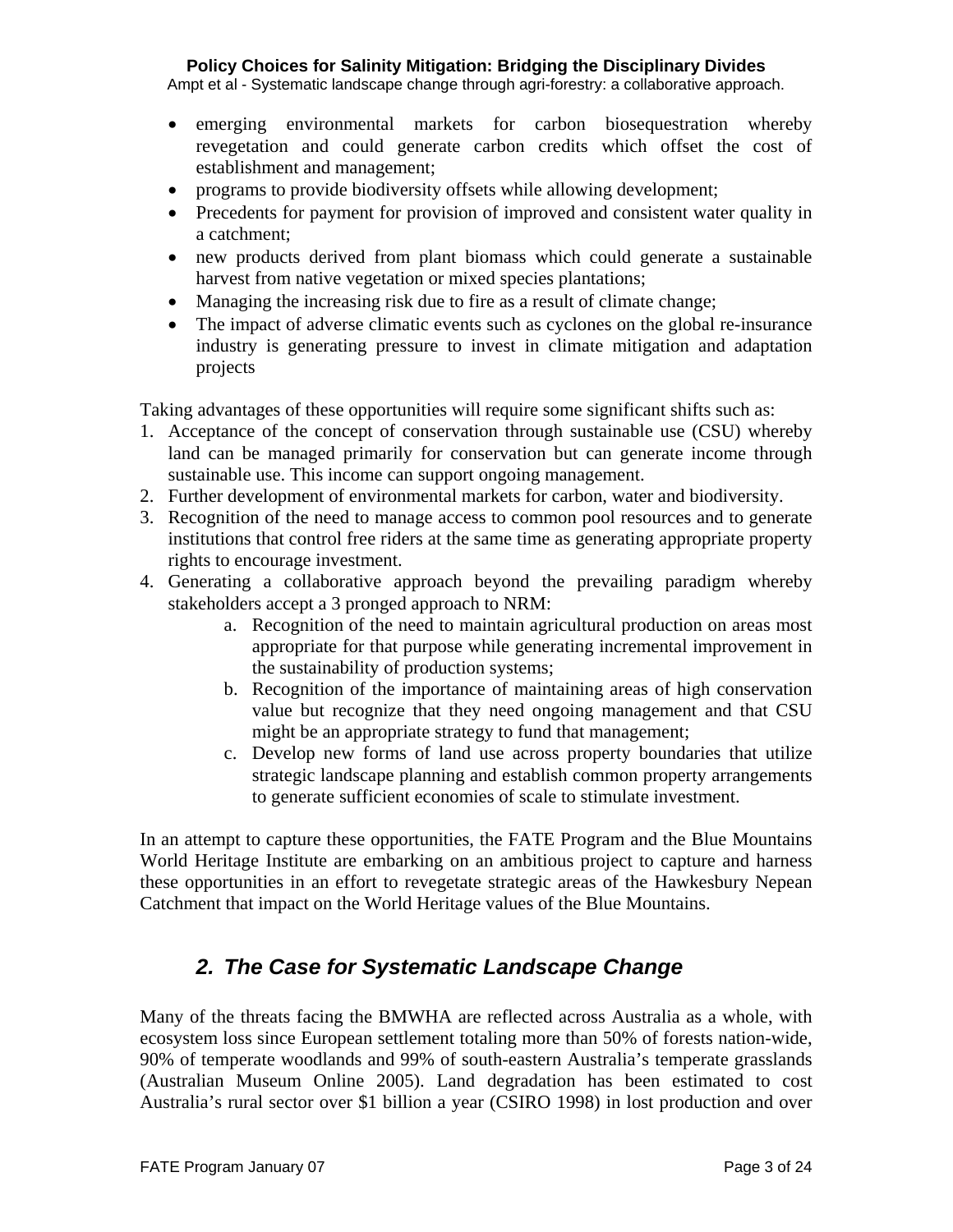- emerging environmental markets for carbon biosequestration whereby revegetation and could generate carbon credits which offset the cost of establishment and management;
- programs to provide biodiversity offsets while allowing development;
- Precedents for payment for provision of improved and consistent water quality in a catchment;
- new products derived from plant biomass which could generate a sustainable harvest from native vegetation or mixed species plantations;
- Managing the increasing risk due to fire as a result of climate change;
- The impact of adverse climatic events such as cyclones on the global re-insurance industry is generating pressure to invest in climate mitigation and adaptation projects

Taking advantages of these opportunities will require some significant shifts such as:

1. Acceptance of the concept of conservation through sustainable use (CSU) whereby land can be managed primarily for conservation but can generate income through sustainable use. This income can support ongoing management.
2. Further development of environmental markets for carbon, water and biodiversity.
3. Recognition of the need to manage access to common pool resources and to generate institutions that control free riders at the same time as generating appropriate property rights to encourage investment.
4. Generating a collaborative approach beyond the prevailing paradigm whereby stakeholders accept a 3 pronged approach to NRM:
    a. Recognition of the need to maintain agricultural production on areas most appropriate for that purpose while generating incremental improvement in the sustainability of production systems;
    b. Recognition of the importance of maintaining areas of high conservation value but recognize that they need ongoing management and that CSU might be an appropriate strategy to fund that management;
    c. Develop new forms of land use across property boundaries that utilize strategic landscape planning and establish common property arrangements to generate sufficient economies of scale to stimulate investment.

In an attempt to capture these opportunities, the FATE Program and the Blue Mountains World Heritage Institute are embarking on an ambitious project to capture and harness these opportunities in an effort to revegetate strategic areas of the Hawkesbury Nepean Catchment that impact on the World Heritage values of the Blue Mountains.

## *2. The Case for Systematic Landscape Change*

Many of the threats facing the BMWHA are reflected across Australia as a whole, with ecosystem loss since European settlement totaling more than 50% of forests nation-wide, 90% of temperate woodlands and 99% of south-eastern Australia's temperate grasslands (Australian Museum Online 2005). Land degradation has been estimated to cost Australia's rural sector over $1 billion a year (CSIRO 1998) in lost production and over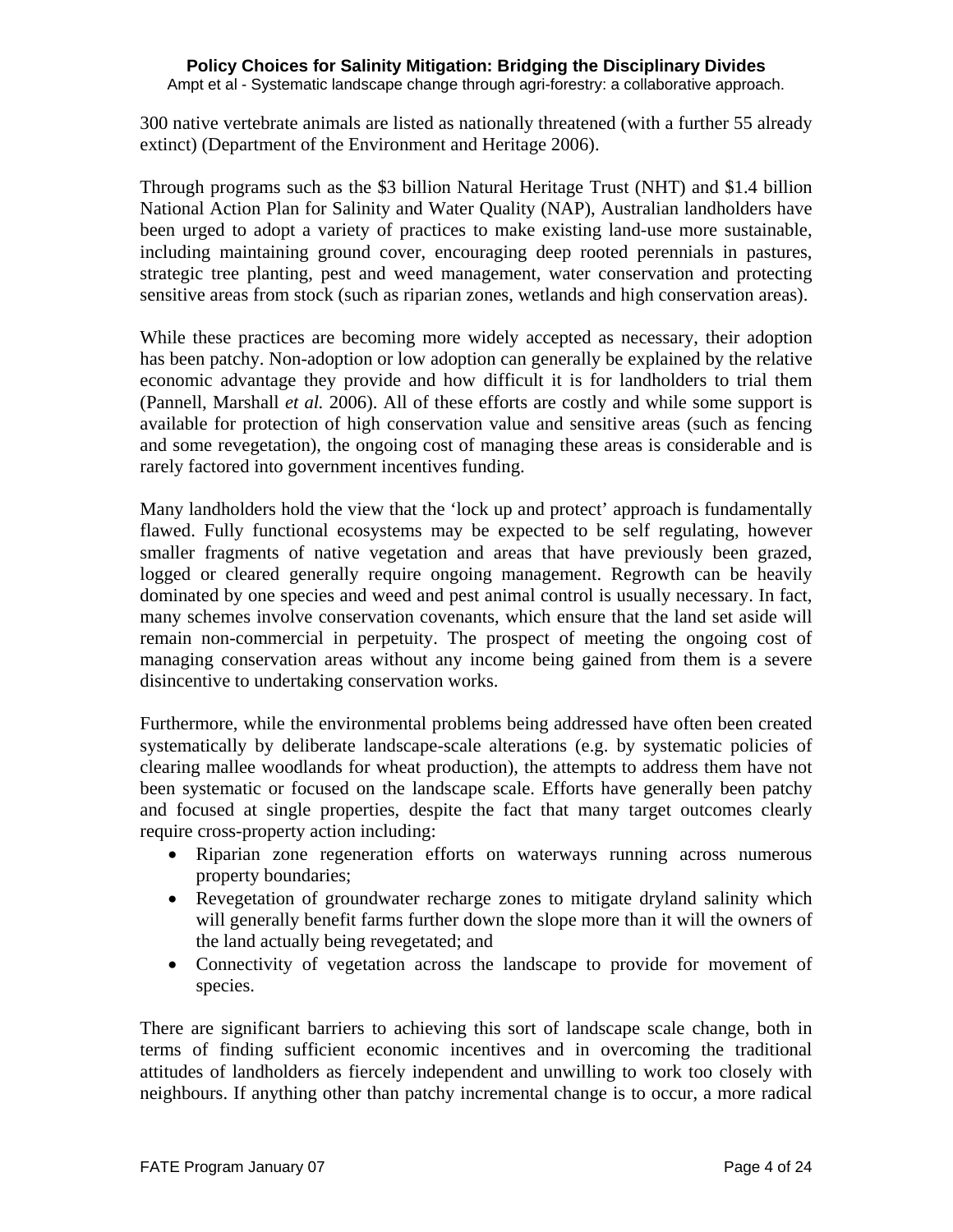300 native vertebrate animals are listed as nationally threatened (with a further 55 already extinct) (Department of the Environment and Heritage 2006).

Through programs such as the $3 billion Natural Heritage Trust (NHT) and $1.4 billion National Action Plan for Salinity and Water Quality (NAP), Australian landholders have been urged to adopt a variety of practices to make existing land-use more sustainable, including maintaining ground cover, encouraging deep rooted perennials in pastures, strategic tree planting, pest and weed management, water conservation and protecting sensitive areas from stock (such as riparian zones, wetlands and high conservation areas).

While these practices are becoming more widely accepted as necessary, their adoption has been patchy. Non-adoption or low adoption can generally be explained by the relative economic advantage they provide and how difficult it is for landholders to trial them (Pannell, Marshall *et al.* 2006). All of these efforts are costly and while some support is available for protection of high conservation value and sensitive areas (such as fencing and some revegetation), the ongoing cost of managing these areas is considerable and is rarely factored into government incentives funding.

Many landholders hold the view that the 'lock up and protect' approach is fundamentally flawed. Fully functional ecosystems may be expected to be self regulating, however smaller fragments of native vegetation and areas that have previously been grazed, logged or cleared generally require ongoing management. Regrowth can be heavily dominated by one species and weed and pest animal control is usually necessary. In fact, many schemes involve conservation covenants, which ensure that the land set aside will remain non-commercial in perpetuity. The prospect of meeting the ongoing cost of managing conservation areas without any income being gained from them is a severe disincentive to undertaking conservation works.

Furthermore, while the environmental problems being addressed have often been created systematically by deliberate landscape-scale alterations (e.g. by systematic policies of clearing mallee woodlands for wheat production), the attempts to address them have not been systematic or focused on the landscape scale. Efforts have generally been patchy and focused at single properties, despite the fact that many target outcomes clearly require cross-property action including:

- Riparian zone regeneration efforts on waterways running across numerous property boundaries;
- Revegetation of groundwater recharge zones to mitigate dryland salinity which will generally benefit farms further down the slope more than it will the owners of the land actually being revegetated; and
- Connectivity of vegetation across the landscape to provide for movement of species.

There are significant barriers to achieving this sort of landscape scale change, both in terms of finding sufficient economic incentives and in overcoming the traditional attitudes of landholders as fiercely independent and unwilling to work too closely with neighbours. If anything other than patchy incremental change is to occur, a more radical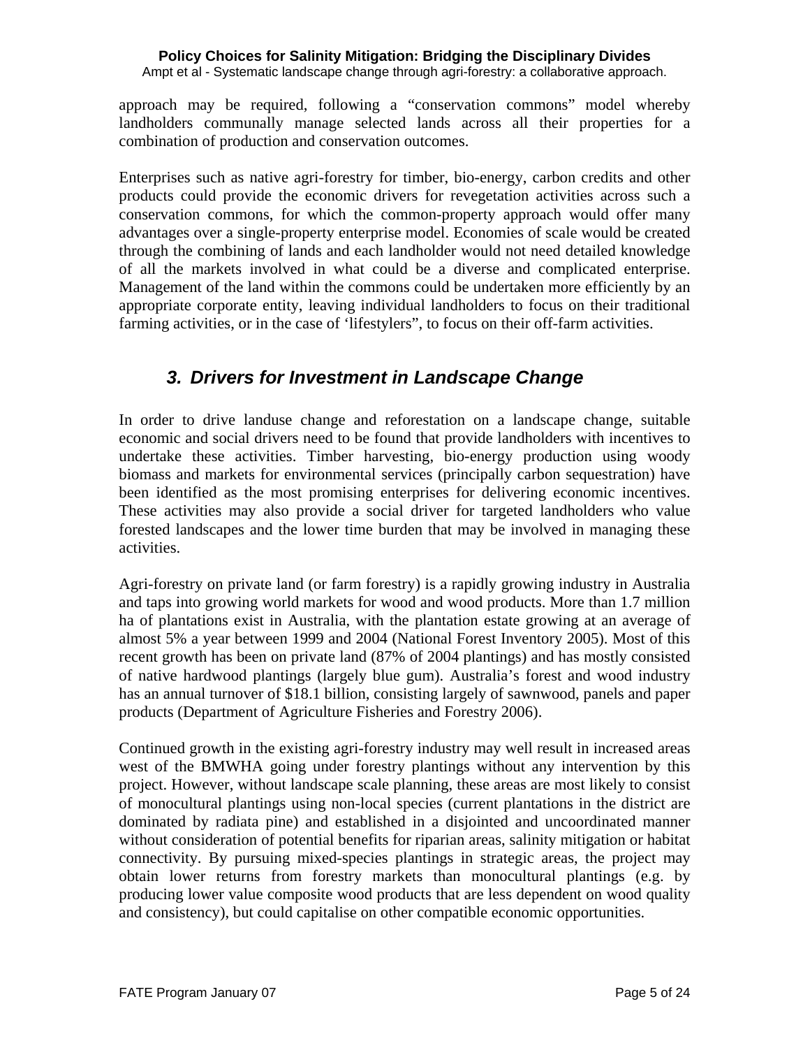approach may be required, following a "conservation commons" model whereby landholders communally manage selected lands across all their properties for a combination of production and conservation outcomes.

Enterprises such as native agri-forestry for timber, bio-energy, carbon credits and other products could provide the economic drivers for revegetation activities across such a conservation commons, for which the common-property approach would offer many advantages over a single-property enterprise model. Economies of scale would be created through the combining of lands and each landholder would not need detailed knowledge of all the markets involved in what could be a diverse and complicated enterprise. Management of the land within the commons could be undertaken more efficiently by an appropriate corporate entity, leaving individual landholders to focus on their traditional farming activities, or in the case of 'lifestylers", to focus on their off-farm activities.

## *3. Drivers for Investment in Landscape Change*

In order to drive landuse change and reforestation on a landscape change, suitable economic and social drivers need to be found that provide landholders with incentives to undertake these activities. Timber harvesting, bio-energy production using woody biomass and markets for environmental services (principally carbon sequestration) have been identified as the most promising enterprises for delivering economic incentives. These activities may also provide a social driver for targeted landholders who value forested landscapes and the lower time burden that may be involved in managing these activities.

Agri-forestry on private land (or farm forestry) is a rapidly growing industry in Australia and taps into growing world markets for wood and wood products. More than 1.7 million ha of plantations exist in Australia, with the plantation estate growing at an average of almost 5% a year between 1999 and 2004 (National Forest Inventory 2005). Most of this recent growth has been on private land (87% of 2004 plantings) and has mostly consisted of native hardwood plantings (largely blue gum). Australia's forest and wood industry has an annual turnover of \$18.1 billion, consisting largely of sawnwood, panels and paper products (Department of Agriculture Fisheries and Forestry 2006).

Continued growth in the existing agri-forestry industry may well result in increased areas west of the BMWHA going under forestry plantings without any intervention by this project. However, without landscape scale planning, these areas are most likely to consist of monocultural plantings using non-local species (current plantations in the district are dominated by radiata pine) and established in a disjointed and uncoordinated manner without consideration of potential benefits for riparian areas, salinity mitigation or habitat connectivity. By pursuing mixed-species plantings in strategic areas, the project may obtain lower returns from forestry markets than monocultural plantings (e.g. by producing lower value composite wood products that are less dependent on wood quality and consistency), but could capitalise on other compatible economic opportunities.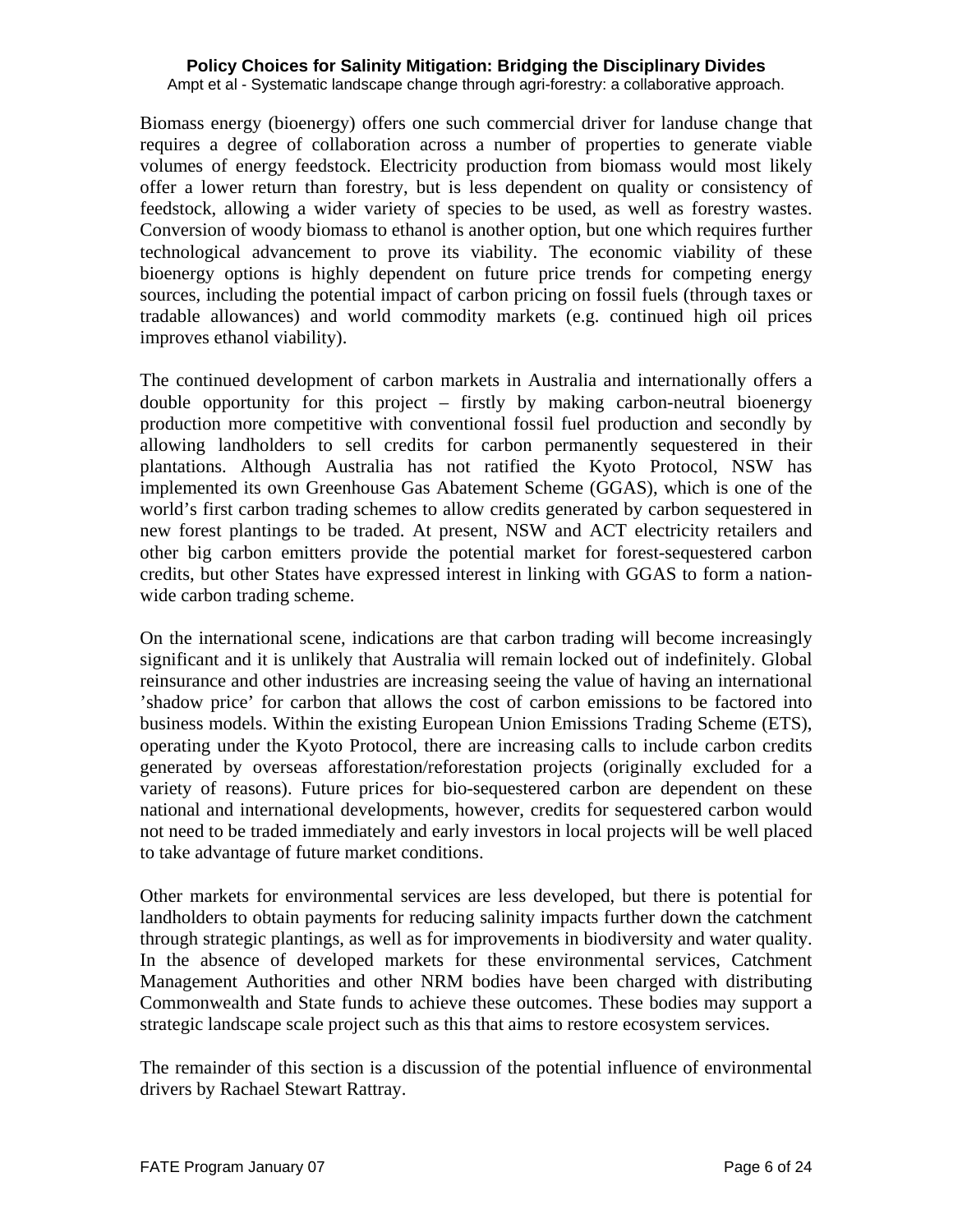Biomass energy (bioenergy) offers one such commercial driver for landuse change that requires a degree of collaboration across a number of properties to generate viable volumes of energy feedstock. Electricity production from biomass would most likely offer a lower return than forestry, but is less dependent on quality or consistency of feedstock, allowing a wider variety of species to be used, as well as forestry wastes. Conversion of woody biomass to ethanol is another option, but one which requires further technological advancement to prove its viability. The economic viability of these bioenergy options is highly dependent on future price trends for competing energy sources, including the potential impact of carbon pricing on fossil fuels (through taxes or tradable allowances) and world commodity markets (e.g. continued high oil prices improves ethanol viability).

The continued development of carbon markets in Australia and internationally offers a double opportunity for this project – firstly by making carbon-neutral bioenergy production more competitive with conventional fossil fuel production and secondly by allowing landholders to sell credits for carbon permanently sequestered in their plantations. Although Australia has not ratified the Kyoto Protocol, NSW has implemented its own Greenhouse Gas Abatement Scheme (GGAS), which is one of the world's first carbon trading schemes to allow credits generated by carbon sequestered in new forest plantings to be traded. At present, NSW and ACT electricity retailers and other big carbon emitters provide the potential market for forest-sequestered carbon credits, but other States have expressed interest in linking with GGAS to form a nation-wide carbon trading scheme.

On the international scene, indications are that carbon trading will become increasingly significant and it is unlikely that Australia will remain locked out of indefinitely. Global reinsurance and other industries are increasing seeing the value of having an international 'shadow price' for carbon that allows the cost of carbon emissions to be factored into business models. Within the existing European Union Emissions Trading Scheme (ETS), operating under the Kyoto Protocol, there are increasing calls to include carbon credits generated by overseas afforestation/reforestation projects (originally excluded for a variety of reasons). Future prices for bio-sequestered carbon are dependent on these national and international developments, however, credits for sequestered carbon would not need to be traded immediately and early investors in local projects will be well placed to take advantage of future market conditions.

Other markets for environmental services are less developed, but there is potential for landholders to obtain payments for reducing salinity impacts further down the catchment through strategic plantings, as well as for improvements in biodiversity and water quality. In the absence of developed markets for these environmental services, Catchment Management Authorities and other NRM bodies have been charged with distributing Commonwealth and State funds to achieve these outcomes. These bodies may support a strategic landscape scale project such as this that aims to restore ecosystem services.

The remainder of this section is a discussion of the potential influence of environmental drivers by Rachael Stewart Rattray.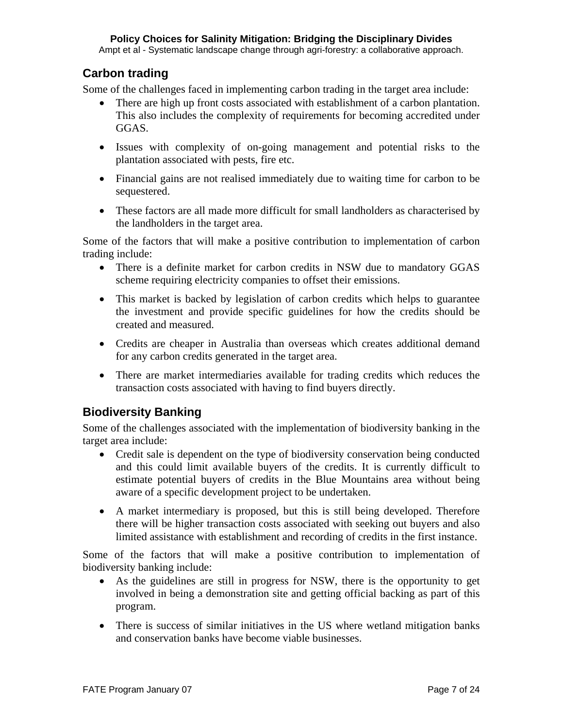## Carbon trading

Some of the challenges faced in implementing carbon trading in the target area include:

- There are high up front costs associated with establishment of a carbon plantation. This also includes the complexity of requirements for becoming accredited under GGAS.
- Issues with complexity of on-going management and potential risks to the plantation associated with pests, fire etc.
- Financial gains are not realised immediately due to waiting time for carbon to be sequestered.
- These factors are all made more difficult for small landholders as characterised by the landholders in the target area.

Some of the factors that will make a positive contribution to implementation of carbon trading include:

- There is a definite market for carbon credits in NSW due to mandatory GGAS scheme requiring electricity companies to offset their emissions.
- This market is backed by legislation of carbon credits which helps to guarantee the investment and provide specific guidelines for how the credits should be created and measured.
- Credits are cheaper in Australia than overseas which creates additional demand for any carbon credits generated in the target area.
- There are market intermediaries available for trading credits which reduces the transaction costs associated with having to find buyers directly.

## Biodiversity Banking

Some of the challenges associated with the implementation of biodiversity banking in the target area include:

- Credit sale is dependent on the type of biodiversity conservation being conducted and this could limit available buyers of the credits. It is currently difficult to estimate potential buyers of credits in the Blue Mountains area without being aware of a specific development project to be undertaken.
- A market intermediary is proposed, but this is still being developed. Therefore there will be higher transaction costs associated with seeking out buyers and also limited assistance with establishment and recording of credits in the first instance.

Some of the factors that will make a positive contribution to implementation of biodiversity banking include:

- As the guidelines are still in progress for NSW, there is the opportunity to get involved in being a demonstration site and getting official backing as part of this program.
- There is success of similar initiatives in the US where wetland mitigation banks and conservation banks have become viable businesses.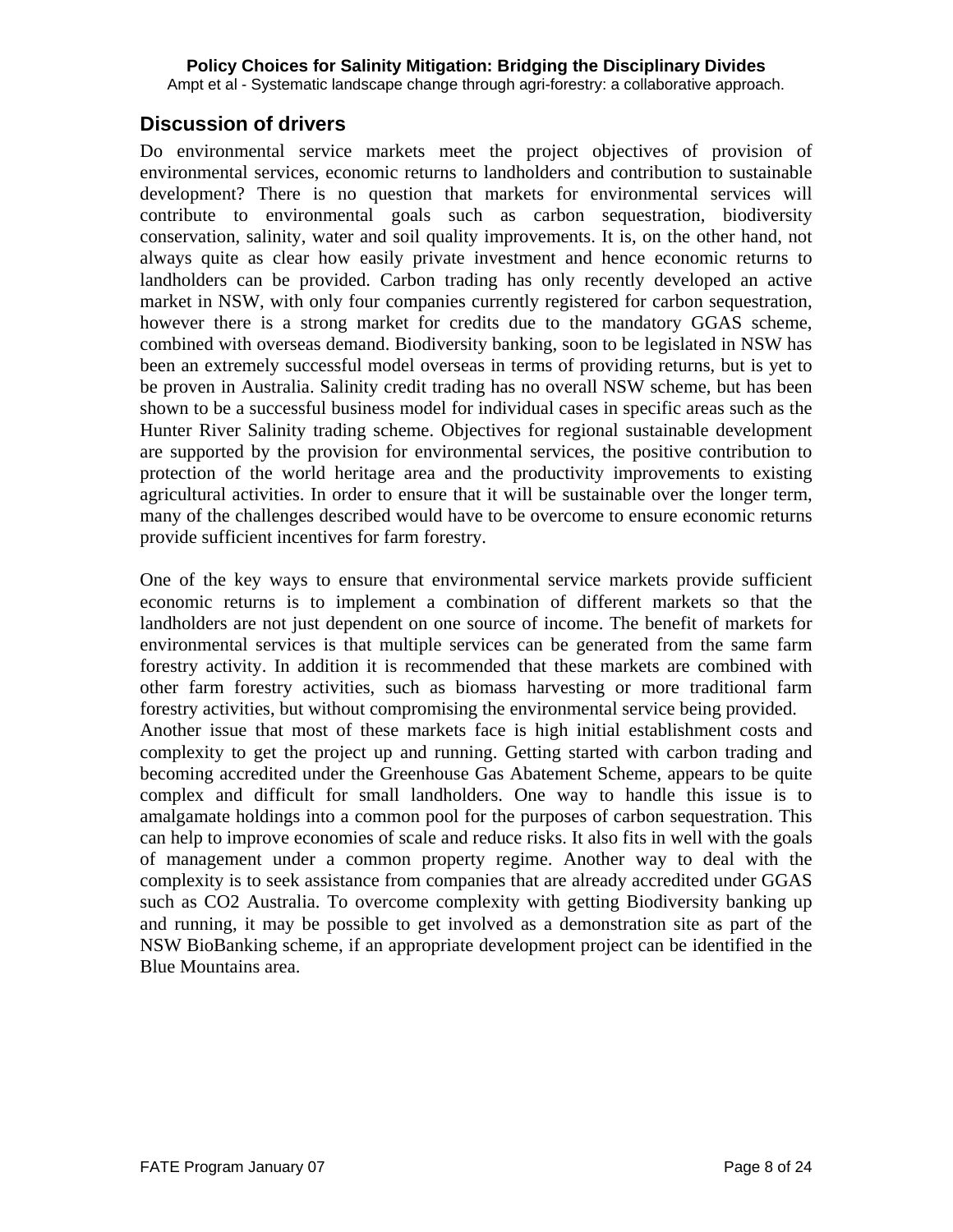## Discussion of drivers

Do environmental service markets meet the project objectives of provision of environmental services, economic returns to landholders and contribution to sustainable development? There is no question that markets for environmental services will contribute to environmental goals such as carbon sequestration, biodiversity conservation, salinity, water and soil quality improvements. It is, on the other hand, not always quite as clear how easily private investment and hence economic returns to landholders can be provided. Carbon trading has only recently developed an active market in NSW, with only four companies currently registered for carbon sequestration, however there is a strong market for credits due to the mandatory GGAS scheme, combined with overseas demand. Biodiversity banking, soon to be legislated in NSW has been an extremely successful model overseas in terms of providing returns, but is yet to be proven in Australia. Salinity credit trading has no overall NSW scheme, but has been shown to be a successful business model for individual cases in specific areas such as the Hunter River Salinity trading scheme. Objectives for regional sustainable development are supported by the provision for environmental services, the positive contribution to protection of the world heritage area and the productivity improvements to existing agricultural activities. In order to ensure that it will be sustainable over the longer term, many of the challenges described would have to be overcome to ensure economic returns provide sufficient incentives for farm forestry.

One of the key ways to ensure that environmental service markets provide sufficient economic returns is to implement a combination of different markets so that the landholders are not just dependent on one source of income. The benefit of markets for environmental services is that multiple services can be generated from the same farm forestry activity. In addition it is recommended that these markets are combined with other farm forestry activities, such as biomass harvesting or more traditional farm forestry activities, but without compromising the environmental service being provided.

Another issue that most of these markets face is high initial establishment costs and complexity to get the project up and running. Getting started with carbon trading and becoming accredited under the Greenhouse Gas Abatement Scheme, appears to be quite complex and difficult for small landholders. One way to handle this issue is to amalgamate holdings into a common pool for the purposes of carbon sequestration. This can help to improve economies of scale and reduce risks. It also fits in well with the goals of management under a common property regime. Another way to deal with the complexity is to seek assistance from companies that are already accredited under GGAS such as CO2 Australia. To overcome complexity with getting Biodiversity banking up and running, it may be possible to get involved as a demonstration site as part of the NSW BioBanking scheme, if an appropriate development project can be identified in the Blue Mountains area.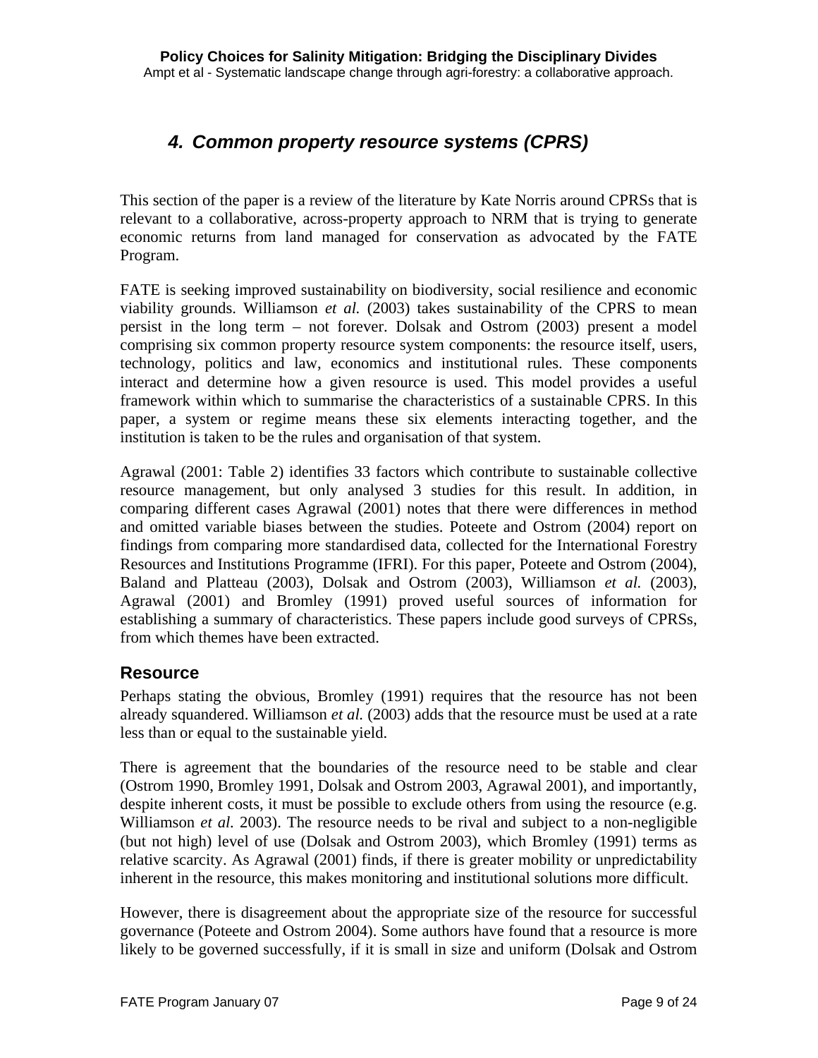## 4. Common property resource systems (CPRS)

This section of the paper is a review of the literature by Kate Norris around CPRSs that is relevant to a collaborative, across-property approach to NRM that is trying to generate economic returns from land managed for conservation as advocated by the FATE Program.

FATE is seeking improved sustainability on biodiversity, social resilience and economic viability grounds. Williamson *et al.* (2003) takes sustainability of the CPRS to mean persist in the long term – not forever. Dolsak and Ostrom (2003) present a model comprising six common property resource system components: the resource itself, users, technology, politics and law, economics and institutional rules. These components interact and determine how a given resource is used. This model provides a useful framework within which to summarise the characteristics of a sustainable CPRS. In this paper, a system or regime means these six elements interacting together, and the institution is taken to be the rules and organisation of that system.

Agrawal (2001: Table 2) identifies 33 factors which contribute to sustainable collective resource management, but only analysed 3 studies for this result. In addition, in comparing different cases Agrawal (2001) notes that there were differences in method and omitted variable biases between the studies. Poteete and Ostrom (2004) report on findings from comparing more standardised data, collected for the International Forestry Resources and Institutions Programme (IFRI). For this paper, Poteete and Ostrom (2004), Baland and Platteau (2003), Dolsak and Ostrom (2003), Williamson *et al.* (2003), Agrawal (2001) and Bromley (1991) proved useful sources of information for establishing a summary of characteristics. These papers include good surveys of CPRSs, from which themes have been extracted.

### Resource

Perhaps stating the obvious, Bromley (1991) requires that the resource has not been already squandered. Williamson *et al.* (2003) adds that the resource must be used at a rate less than or equal to the sustainable yield.

There is agreement that the boundaries of the resource need to be stable and clear (Ostrom 1990, Bromley 1991, Dolsak and Ostrom 2003, Agrawal 2001), and importantly, despite inherent costs, it must be possible to exclude others from using the resource (e.g. Williamson *et al.* 2003). The resource needs to be rival and subject to a non-negligible (but not high) level of use (Dolsak and Ostrom 2003), which Bromley (1991) terms as relative scarcity. As Agrawal (2001) finds, if there is greater mobility or unpredictability inherent in the resource, this makes monitoring and institutional solutions more difficult.

However, there is disagreement about the appropriate size of the resource for successful governance (Poteete and Ostrom 2004). Some authors have found that a resource is more likely to be governed successfully, if it is small in size and uniform (Dolsak and Ostrom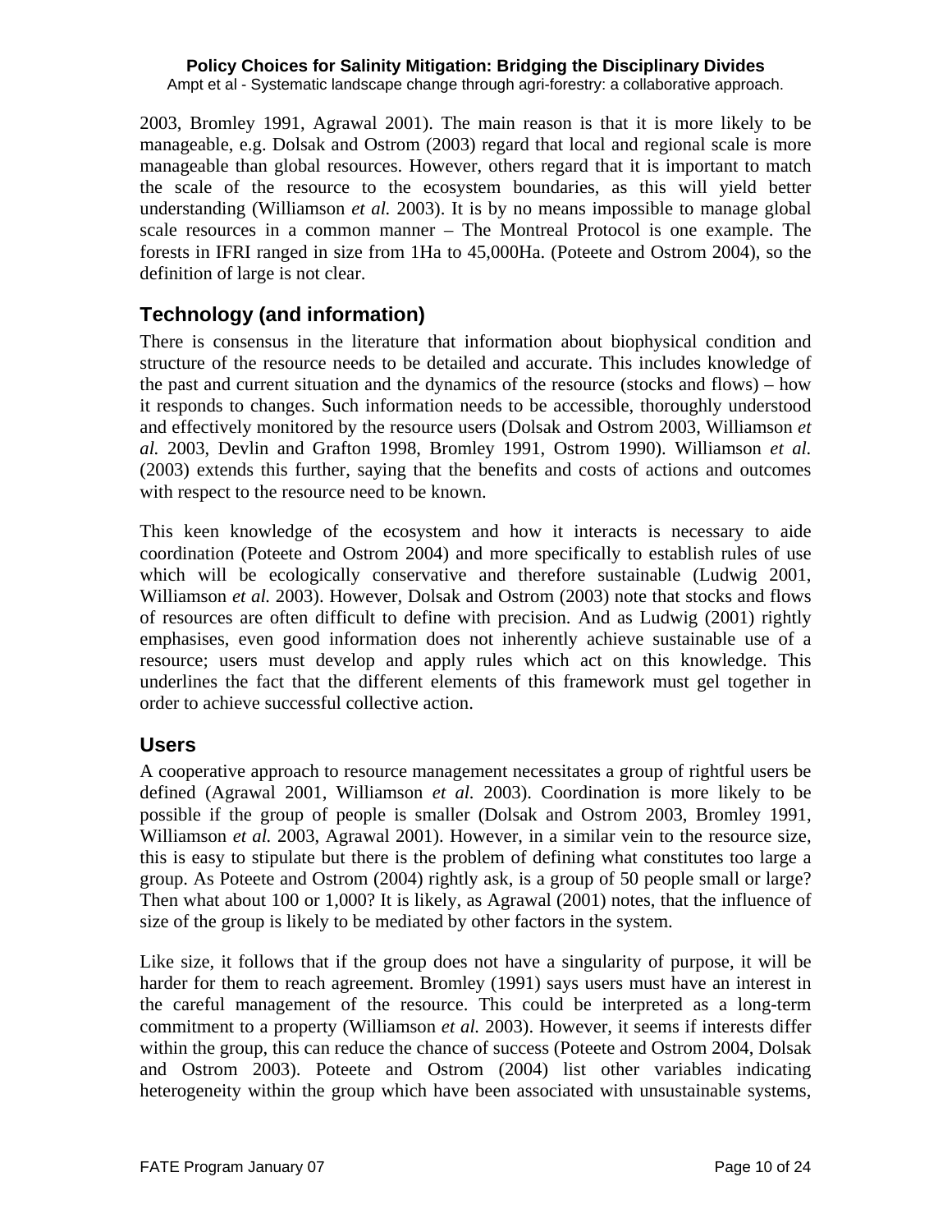2003, Bromley 1991, Agrawal 2001). The main reason is that it is more likely to be manageable, e.g. Dolsak and Ostrom (2003) regard that local and regional scale is more manageable than global resources. However, others regard that it is important to match the scale of the resource to the ecosystem boundaries, as this will yield better understanding (Williamson *et al.* 2003). It is by no means impossible to manage global scale resources in a common manner – The Montreal Protocol is one example. The forests in IFRI ranged in size from 1Ha to 45,000Ha. (Poteete and Ostrom 2004), so the definition of large is not clear.

## Technology (and information)

There is consensus in the literature that information about biophysical condition and structure of the resource needs to be detailed and accurate. This includes knowledge of the past and current situation and the dynamics of the resource (stocks and flows) – how it responds to changes. Such information needs to be accessible, thoroughly understood and effectively monitored by the resource users (Dolsak and Ostrom 2003, Williamson *et al.* 2003, Devlin and Grafton 1998, Bromley 1991, Ostrom 1990). Williamson *et al.* (2003) extends this further, saying that the benefits and costs of actions and outcomes with respect to the resource need to be known.

This keen knowledge of the ecosystem and how it interacts is necessary to aide coordination (Poteete and Ostrom 2004) and more specifically to establish rules of use which will be ecologically conservative and therefore sustainable (Ludwig 2001, Williamson *et al.* 2003). However, Dolsak and Ostrom (2003) note that stocks and flows of resources are often difficult to define with precision. And as Ludwig (2001) rightly emphasises, even good information does not inherently achieve sustainable use of a resource; users must develop and apply rules which act on this knowledge. This underlines the fact that the different elements of this framework must gel together in order to achieve successful collective action.

## Users

A cooperative approach to resource management necessitates a group of rightful users be defined (Agrawal 2001, Williamson *et al.* 2003). Coordination is more likely to be possible if the group of people is smaller (Dolsak and Ostrom 2003, Bromley 1991, Williamson *et al.* 2003, Agrawal 2001). However, in a similar vein to the resource size, this is easy to stipulate but there is the problem of defining what constitutes too large a group. As Poteete and Ostrom (2004) rightly ask, is a group of 50 people small or large? Then what about 100 or 1,000? It is likely, as Agrawal (2001) notes, that the influence of size of the group is likely to be mediated by other factors in the system.

Like size, it follows that if the group does not have a singularity of purpose, it will be harder for them to reach agreement. Bromley (1991) says users must have an interest in the careful management of the resource. This could be interpreted as a long-term commitment to a property (Williamson *et al.* 2003). However, it seems if interests differ within the group, this can reduce the chance of success (Poteete and Ostrom 2004, Dolsak and Ostrom 2003). Poteete and Ostrom (2004) list other variables indicating heterogeneity within the group which have been associated with unsustainable systems,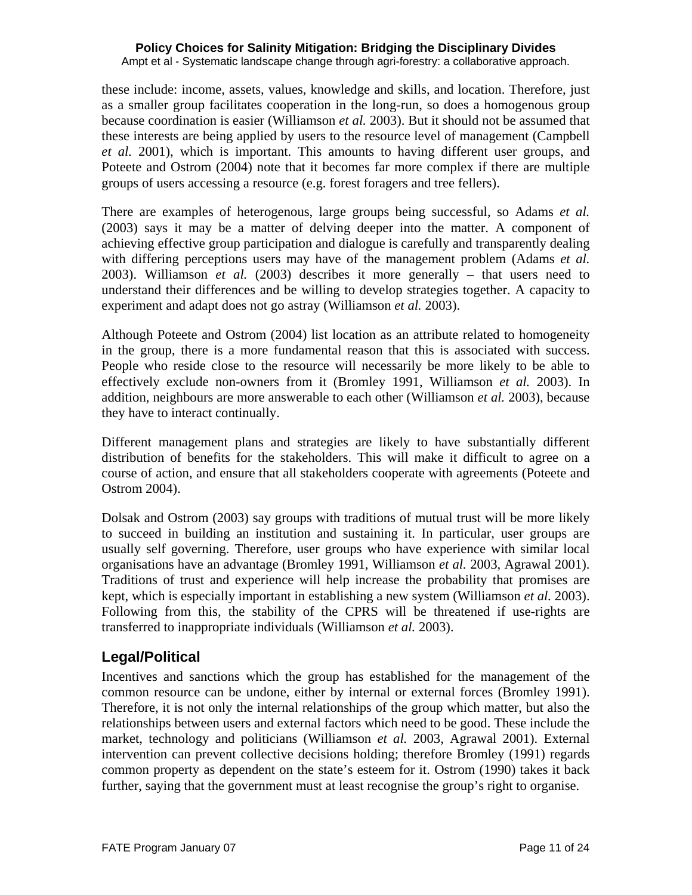these include: income, assets, values, knowledge and skills, and location. Therefore, just as a smaller group facilitates cooperation in the long-run, so does a homogenous group because coordination is easier (Williamson *et al.* 2003). But it should not be assumed that these interests are being applied by users to the resource level of management (Campbell *et al.* 2001), which is important. This amounts to having different user groups, and Poteete and Ostrom (2004) note that it becomes far more complex if there are multiple groups of users accessing a resource (e.g. forest foragers and tree fellers).

There are examples of heterogenous, large groups being successful, so Adams *et al.* (2003) says it may be a matter of delving deeper into the matter. A component of achieving effective group participation and dialogue is carefully and transparently dealing with differing perceptions users may have of the management problem (Adams *et al.* 2003). Williamson *et al.* (2003) describes it more generally – that users need to understand their differences and be willing to develop strategies together. A capacity to experiment and adapt does not go astray (Williamson *et al.* 2003).

Although Poteete and Ostrom (2004) list location as an attribute related to homogeneity in the group, there is a more fundamental reason that this is associated with success. People who reside close to the resource will necessarily be more likely to be able to effectively exclude non-owners from it (Bromley 1991, Williamson *et al.* 2003). In addition, neighbours are more answerable to each other (Williamson *et al.* 2003), because they have to interact continually.

Different management plans and strategies are likely to have substantially different distribution of benefits for the stakeholders. This will make it difficult to agree on a course of action, and ensure that all stakeholders cooperate with agreements (Poteete and Ostrom 2004).

Dolsak and Ostrom (2003) say groups with traditions of mutual trust will be more likely to succeed in building an institution and sustaining it. In particular, user groups are usually self governing. Therefore, user groups who have experience with similar local organisations have an advantage (Bromley 1991, Williamson *et al*. 2003, Agrawal 2001). Traditions of trust and experience will help increase the probability that promises are kept, which is especially important in establishing a new system (Williamson *et al.* 2003). Following from this, the stability of the CPRS will be threatened if use-rights are transferred to inappropriate individuals (Williamson *et al.* 2003).

## Legal/Political

Incentives and sanctions which the group has established for the management of the common resource can be undone, either by internal or external forces (Bromley 1991). Therefore, it is not only the internal relationships of the group which matter, but also the relationships between users and external factors which need to be good. These include the market, technology and politicians (Williamson *et al.* 2003, Agrawal 2001). External intervention can prevent collective decisions holding; therefore Bromley (1991) regards common property as dependent on the state's esteem for it. Ostrom (1990) takes it back further, saying that the government must at least recognise the group's right to organise.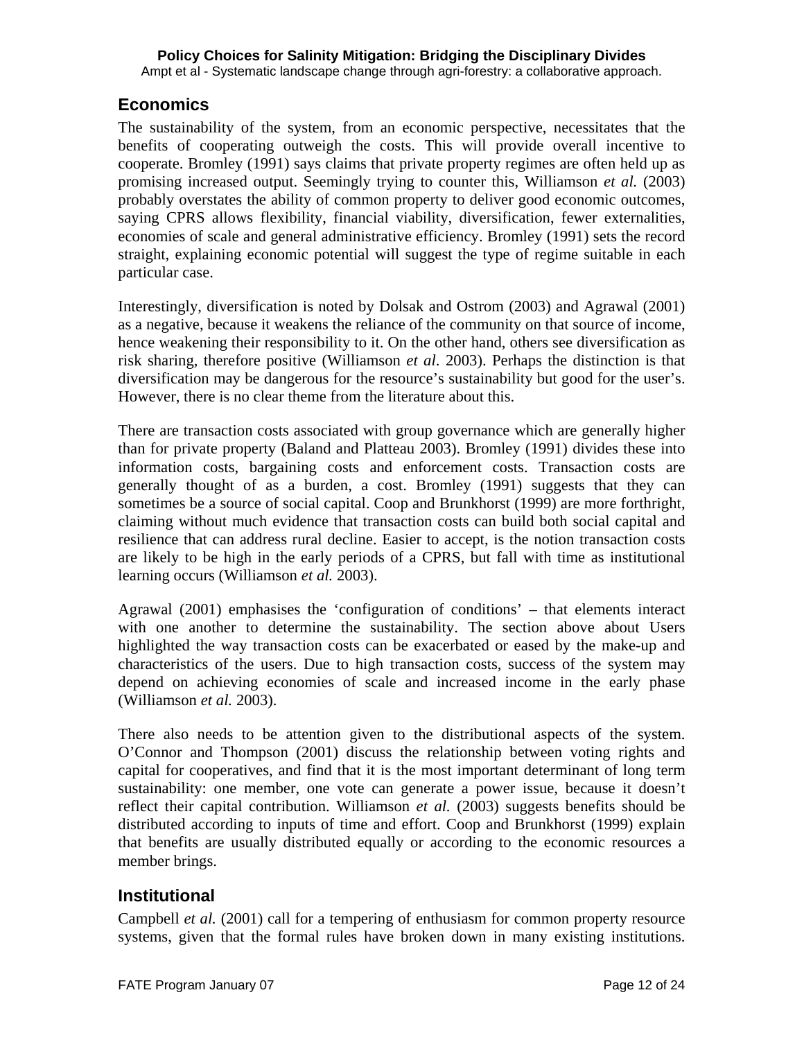## Economics

The sustainability of the system, from an economic perspective, necessitates that the benefits of cooperating outweigh the costs. This will provide overall incentive to cooperate. Bromley (1991) says claims that private property regimes are often held up as promising increased output. Seemingly trying to counter this, Williamson *et al.* (2003) probably overstates the ability of common property to deliver good economic outcomes, saying CPRS allows flexibility, financial viability, diversification, fewer externalities, economies of scale and general administrative efficiency. Bromley (1991) sets the record straight, explaining economic potential will suggest the type of regime suitable in each particular case.

Interestingly, diversification is noted by Dolsak and Ostrom (2003) and Agrawal (2001) as a negative, because it weakens the reliance of the community on that source of income, hence weakening their responsibility to it. On the other hand, others see diversification as risk sharing, therefore positive (Williamson *et al*. 2003). Perhaps the distinction is that diversification may be dangerous for the resource's sustainability but good for the user's. However, there is no clear theme from the literature about this.

There are transaction costs associated with group governance which are generally higher than for private property (Baland and Platteau 2003). Bromley (1991) divides these into information costs, bargaining costs and enforcement costs. Transaction costs are generally thought of as a burden, a cost. Bromley (1991) suggests that they can sometimes be a source of social capital. Coop and Brunkhorst (1999) are more forthright, claiming without much evidence that transaction costs can build both social capital and resilience that can address rural decline. Easier to accept, is the notion transaction costs are likely to be high in the early periods of a CPRS, but fall with time as institutional learning occurs (Williamson *et al.* 2003).

Agrawal (2001) emphasises the 'configuration of conditions' – that elements interact with one another to determine the sustainability. The section above about Users highlighted the way transaction costs can be exacerbated or eased by the make-up and characteristics of the users. Due to high transaction costs, success of the system may depend on achieving economies of scale and increased income in the early phase (Williamson *et al.* 2003).

There also needs to be attention given to the distributional aspects of the system. O'Connor and Thompson (2001) discuss the relationship between voting rights and capital for cooperatives, and find that it is the most important determinant of long term sustainability: one member, one vote can generate a power issue, because it doesn't reflect their capital contribution. Williamson *et al.* (2003) suggests benefits should be distributed according to inputs of time and effort. Coop and Brunkhorst (1999) explain that benefits are usually distributed equally or according to the economic resources a member brings.

## Institutional

Campbell *et al.* (2001) call for a tempering of enthusiasm for common property resource systems, given that the formal rules have broken down in many existing institutions.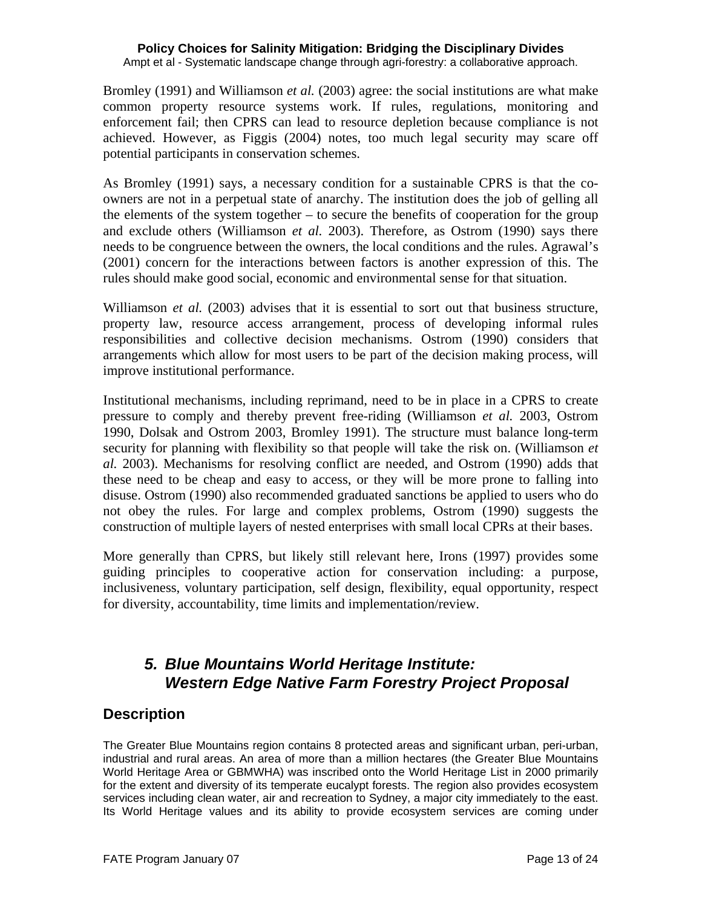Bromley (1991) and Williamson *et al.* (2003) agree: the social institutions are what make common property resource systems work. If rules, regulations, monitoring and enforcement fail; then CPRS can lead to resource depletion because compliance is not achieved. However, as Figgis (2004) notes, too much legal security may scare off potential participants in conservation schemes.

As Bromley (1991) says, a necessary condition for a sustainable CPRS is that the co-owners are not in a perpetual state of anarchy. The institution does the job of gelling all the elements of the system together – to secure the benefits of cooperation for the group and exclude others (Williamson *et al.* 2003). Therefore, as Ostrom (1990) says there needs to be congruence between the owners, the local conditions and the rules. Agrawal's (2001) concern for the interactions between factors is another expression of this. The rules should make good social, economic and environmental sense for that situation.

Williamson *et al.* (2003) advises that it is essential to sort out that business structure, property law, resource access arrangement, process of developing informal rules responsibilities and collective decision mechanisms. Ostrom (1990) considers that arrangements which allow for most users to be part of the decision making process, will improve institutional performance.

Institutional mechanisms, including reprimand, need to be in place in a CPRS to create pressure to comply and thereby prevent free-riding (Williamson *et al.* 2003, Ostrom 1990, Dolsak and Ostrom 2003, Bromley 1991). The structure must balance long-term security for planning with flexibility so that people will take the risk on. (Williamson *et al.* 2003). Mechanisms for resolving conflict are needed, and Ostrom (1990) adds that these need to be cheap and easy to access, or they will be more prone to falling into disuse. Ostrom (1990) also recommended graduated sanctions be applied to users who do not obey the rules. For large and complex problems, Ostrom (1990) suggests the construction of multiple layers of nested enterprises with small local CPRs at their bases.

More generally than CPRS, but likely still relevant here, Irons (1997) provides some guiding principles to cooperative action for conservation including: a purpose, inclusiveness, voluntary participation, self design, flexibility, equal opportunity, respect for diversity, accountability, time limits and implementation/review.

## *5. Blue Mountains World Heritage Institute: Western Edge Native Farm Forestry Project Proposal*

### Description

The Greater Blue Mountains region contains 8 protected areas and significant urban, peri-urban, industrial and rural areas. An area of more than a million hectares (the Greater Blue Mountains World Heritage Area or GBMWHA) was inscribed onto the World Heritage List in 2000 primarily for the extent and diversity of its temperate eucalypt forests. The region also provides ecosystem services including clean water, air and recreation to Sydney, a major city immediately to the east. Its World Heritage values and its ability to provide ecosystem services are coming under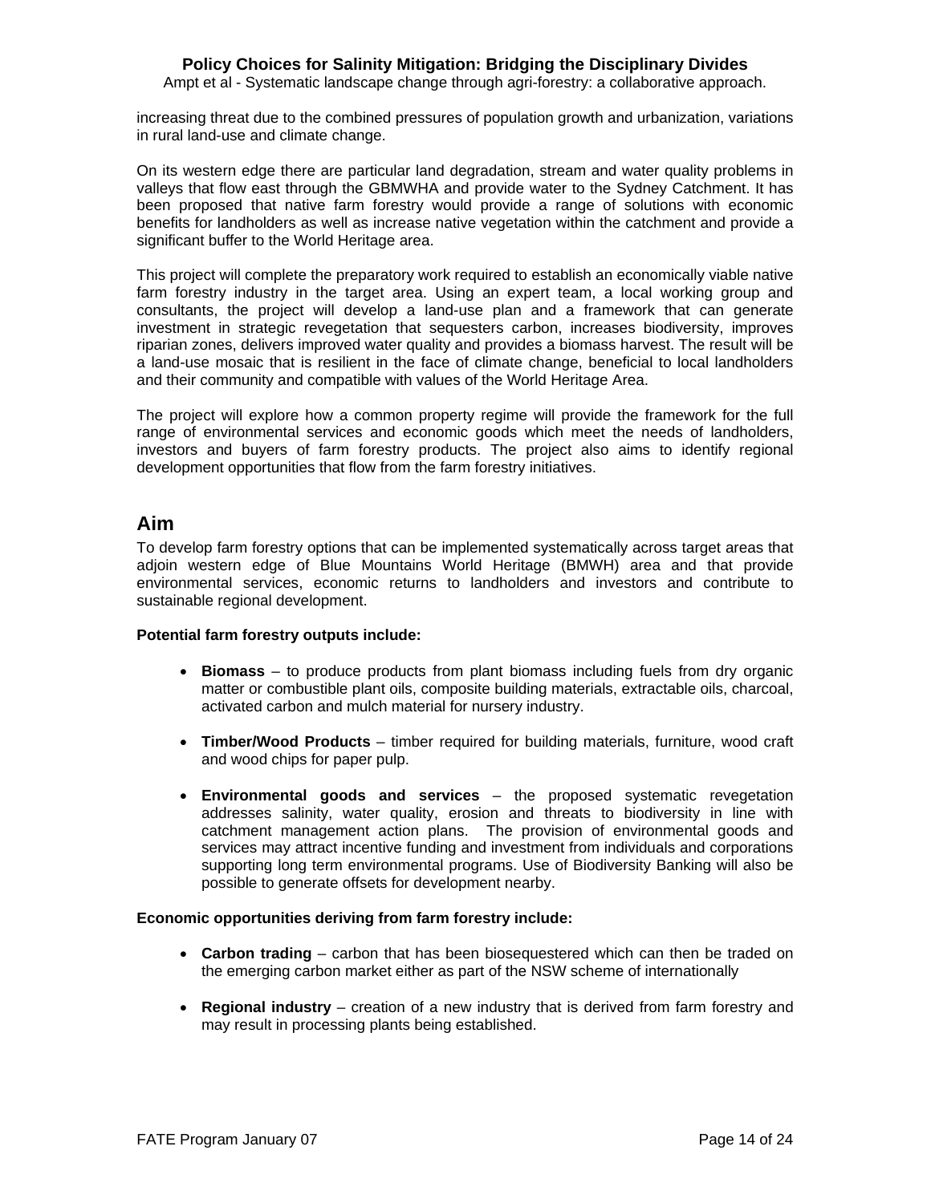increasing threat due to the combined pressures of population growth and urbanization, variations in rural land-use and climate change.

On its western edge there are particular land degradation, stream and water quality problems in valleys that flow east through the GBMWHA and provide water to the Sydney Catchment. It has been proposed that native farm forestry would provide a range of solutions with economic benefits for landholders as well as increase native vegetation within the catchment and provide a significant buffer to the World Heritage area.

This project will complete the preparatory work required to establish an economically viable native farm forestry industry in the target area. Using an expert team, a local working group and consultants, the project will develop a land-use plan and a framework that can generate investment in strategic revegetation that sequesters carbon, increases biodiversity, improves riparian zones, delivers improved water quality and provides a biomass harvest. The result will be a land-use mosaic that is resilient in the face of climate change, beneficial to local landholders and their community and compatible with values of the World Heritage Area.

The project will explore how a common property regime will provide the framework for the full range of environmental services and economic goods which meet the needs of landholders, investors and buyers of farm forestry products. The project also aims to identify regional development opportunities that flow from the farm forestry initiatives.

## Aim

To develop farm forestry options that can be implemented systematically across target areas that adjoin western edge of Blue Mountains World Heritage (BMWH) area and that provide environmental services, economic returns to landholders and investors and contribute to sustainable regional development.

**Potential farm forestry outputs include:**

- **Biomass** – to produce products from plant biomass including fuels from dry organic matter or combustible plant oils, composite building materials, extractable oils, charcoal, activated carbon and mulch material for nursery industry.
- **Timber/Wood Products** – timber required for building materials, furniture, wood craft and wood chips for paper pulp.
- **Environmental goods and services** – the proposed systematic revegetation addresses salinity, water quality, erosion and threats to biodiversity in line with catchment management action plans. The provision of environmental goods and services may attract incentive funding and investment from individuals and corporations supporting long term environmental programs. Use of Biodiversity Banking will also be possible to generate offsets for development nearby.

**Economic opportunities deriving from farm forestry include:**

- **Carbon trading** – carbon that has been biosequestered which can then be traded on the emerging carbon market either as part of the NSW scheme of internationally
- **Regional industry** – creation of a new industry that is derived from farm forestry and may result in processing plants being established.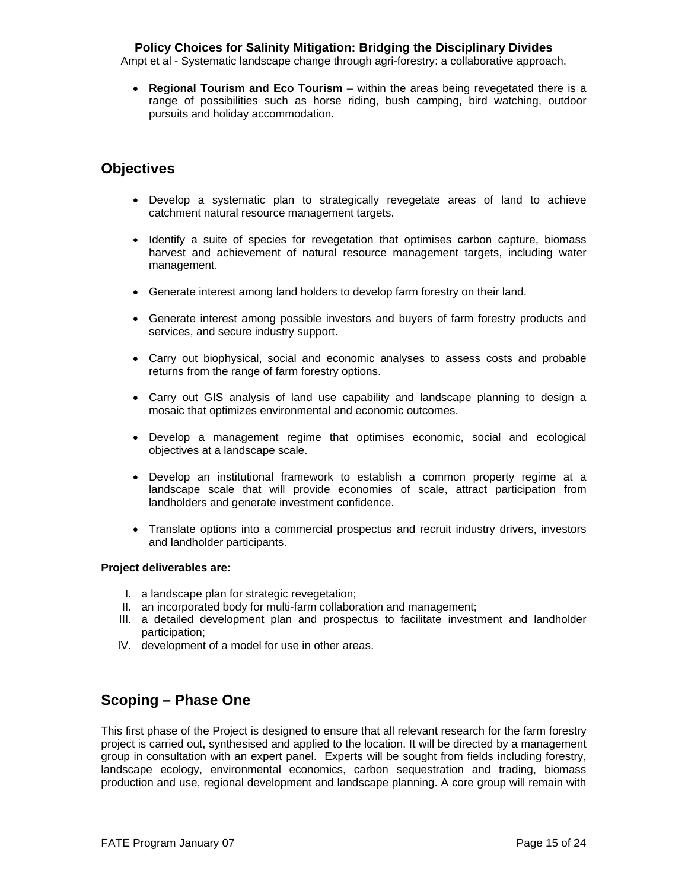- **Regional Tourism and Eco Tourism** – within the areas being revegetated there is a range of possibilities such as horse riding, bush camping, bird watching, outdoor pursuits and holiday accommodation.

## Objectives

- Develop a systematic plan to strategically revegetate areas of land to achieve catchment natural resource management targets.
- Identify a suite of species for revegetation that optimises carbon capture, biomass harvest and achievement of natural resource management targets, including water management.
- Generate interest among land holders to develop farm forestry on their land.
- Generate interest among possible investors and buyers of farm forestry products and services, and secure industry support.
- Carry out biophysical, social and economic analyses to assess costs and probable returns from the range of farm forestry options.
- Carry out GIS analysis of land use capability and landscape planning to design a mosaic that optimizes environmental and economic outcomes.
- Develop a management regime that optimises economic, social and ecological objectives at a landscape scale.
- Develop an institutional framework to establish a common property regime at a landscape scale that will provide economies of scale, attract participation from landholders and generate investment confidence.
- Translate options into a commercial prospectus and recruit industry drivers, investors and landholder participants.

**Project deliverables are:**

I. a landscape plan for strategic revegetation;
II. an incorporated body for multi-farm collaboration and management;
III. a detailed development plan and prospectus to facilitate investment and landholder participation;
IV. development of a model for use in other areas.

## Scoping – Phase One

This first phase of the Project is designed to ensure that all relevant research for the farm forestry project is carried out, synthesised and applied to the location. It will be directed by a management group in consultation with an expert panel. Experts will be sought from fields including forestry, landscape ecology, environmental economics, carbon sequestration and trading, biomass production and use, regional development and landscape planning. A core group will remain with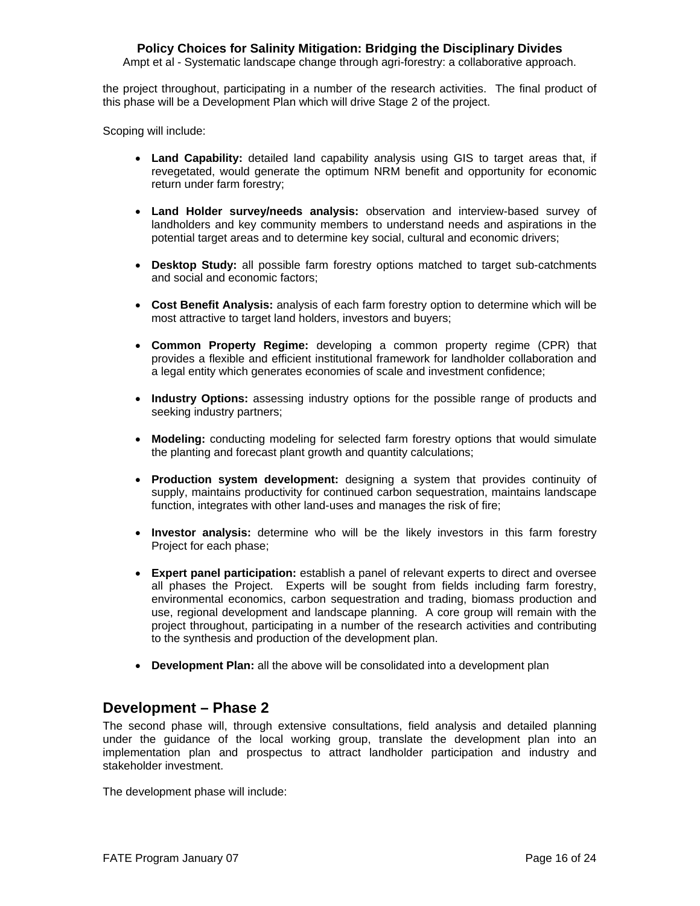the project throughout, participating in a number of the research activities. The final product of this phase will be a Development Plan which will drive Stage 2 of the project.

Scoping will include:

- **Land Capability:** detailed land capability analysis using GIS to target areas that, if revegetated, would generate the optimum NRM benefit and opportunity for economic return under farm forestry;

- **Land Holder survey/needs analysis:** observation and interview-based survey of landholders and key community members to understand needs and aspirations in the potential target areas and to determine key social, cultural and economic drivers;

- **Desktop Study:** all possible farm forestry options matched to target sub-catchments and social and economic factors;

- **Cost Benefit Analysis:** analysis of each farm forestry option to determine which will be most attractive to target land holders, investors and buyers;

- **Common Property Regime:** developing a common property regime (CPR) that provides a flexible and efficient institutional framework for landholder collaboration and a legal entity which generates economies of scale and investment confidence;

- **Industry Options:** assessing industry options for the possible range of products and seeking industry partners;

- **Modeling:** conducting modeling for selected farm forestry options that would simulate the planting and forecast plant growth and quantity calculations;

- **Production system development:** designing a system that provides continuity of supply, maintains productivity for continued carbon sequestration, maintains landscape function, integrates with other land-uses and manages the risk of fire;

- **Investor analysis:** determine who will be the likely investors in this farm forestry Project for each phase;

- **Expert panel participation:** establish a panel of relevant experts to direct and oversee all phases the Project. Experts will be sought from fields including farm forestry, environmental economics, carbon sequestration and trading, biomass production and use, regional development and landscape planning. A core group will remain with the project throughout, participating in a number of the research activities and contributing to the synthesis and production of the development plan.

- **Development Plan:** all the above will be consolidated into a development plan

## Development – Phase 2

The second phase will, through extensive consultations, field analysis and detailed planning under the guidance of the local working group, translate the development plan into an implementation plan and prospectus to attract landholder participation and industry and stakeholder investment.

The development phase will include: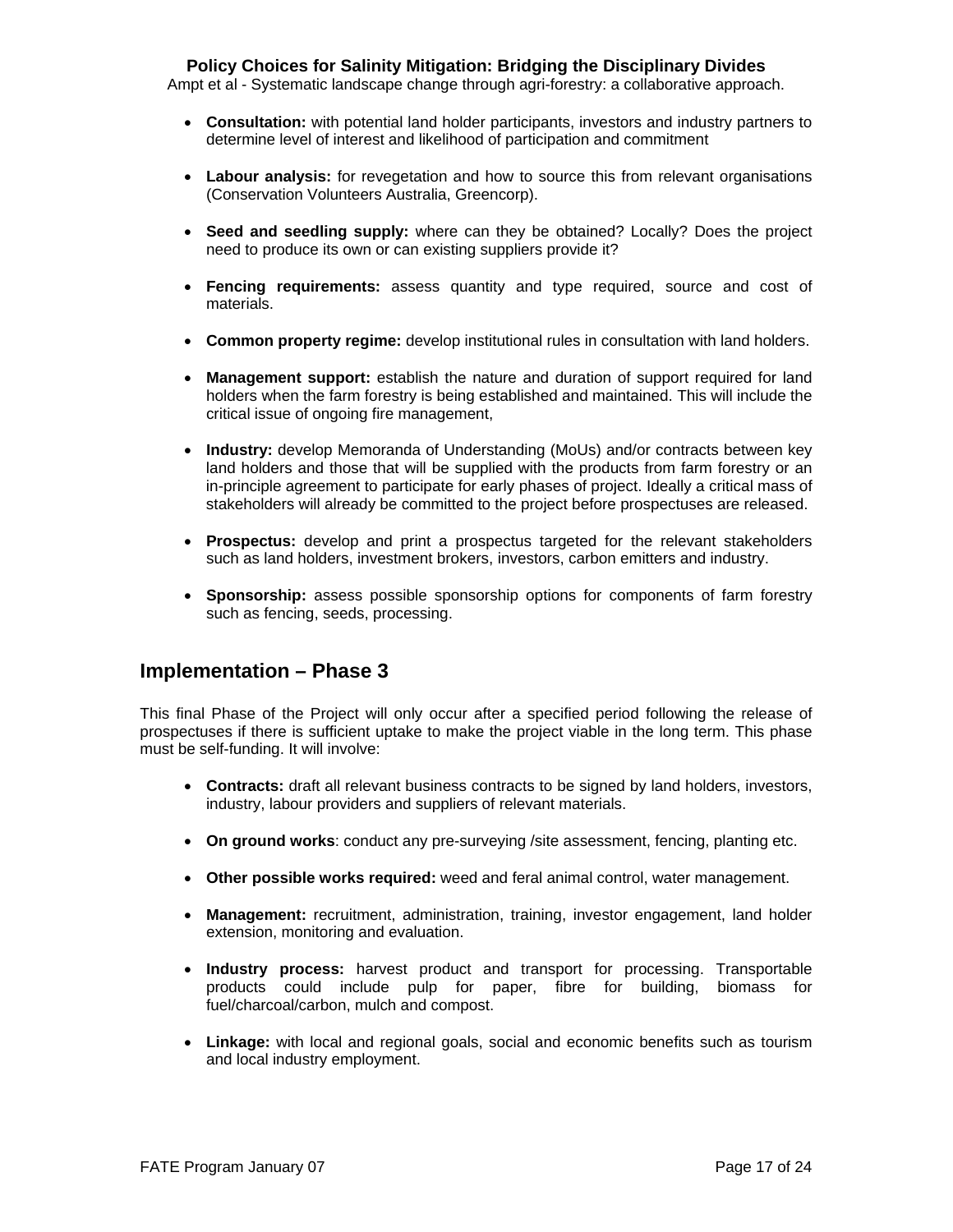- **Consultation:** with potential land holder participants, investors and industry partners to determine level of interest and likelihood of participation and commitment

- **Labour analysis:** for revegetation and how to source this from relevant organisations (Conservation Volunteers Australia, Greencorp).

- **Seed and seedling supply:** where can they be obtained? Locally? Does the project need to produce its own or can existing suppliers provide it?

- **Fencing requirements:** assess quantity and type required, source and cost of materials.

- **Common property regime:** develop institutional rules in consultation with land holders.

- **Management support:** establish the nature and duration of support required for land holders when the farm forestry is being established and maintained. This will include the critical issue of ongoing fire management,

- **Industry:** develop Memoranda of Understanding (MoUs) and/or contracts between key land holders and those that will be supplied with the products from farm forestry or an in-principle agreement to participate for early phases of project. Ideally a critical mass of stakeholders will already be committed to the project before prospectuses are released.

- **Prospectus:** develop and print a prospectus targeted for the relevant stakeholders such as land holders, investment brokers, investors, carbon emitters and industry.

- **Sponsorship:** assess possible sponsorship options for components of farm forestry such as fencing, seeds, processing.

## Implementation – Phase 3

This final Phase of the Project will only occur after a specified period following the release of prospectuses if there is sufficient uptake to make the project viable in the long term. This phase must be self-funding. It will involve:

- **Contracts:** draft all relevant business contracts to be signed by land holders, investors, industry, labour providers and suppliers of relevant materials.

- **On ground works**: conduct any pre-surveying /site assessment, fencing, planting etc.

- **Other possible works required:** weed and feral animal control, water management.

- **Management:** recruitment, administration, training, investor engagement, land holder extension, monitoring and evaluation.

- **Industry process:** harvest product and transport for processing. Transportable products could include pulp for paper, fibre for building, biomass for fuel/charcoal/carbon, mulch and compost.

- **Linkage:** with local and regional goals, social and economic benefits such as tourism and local industry employment.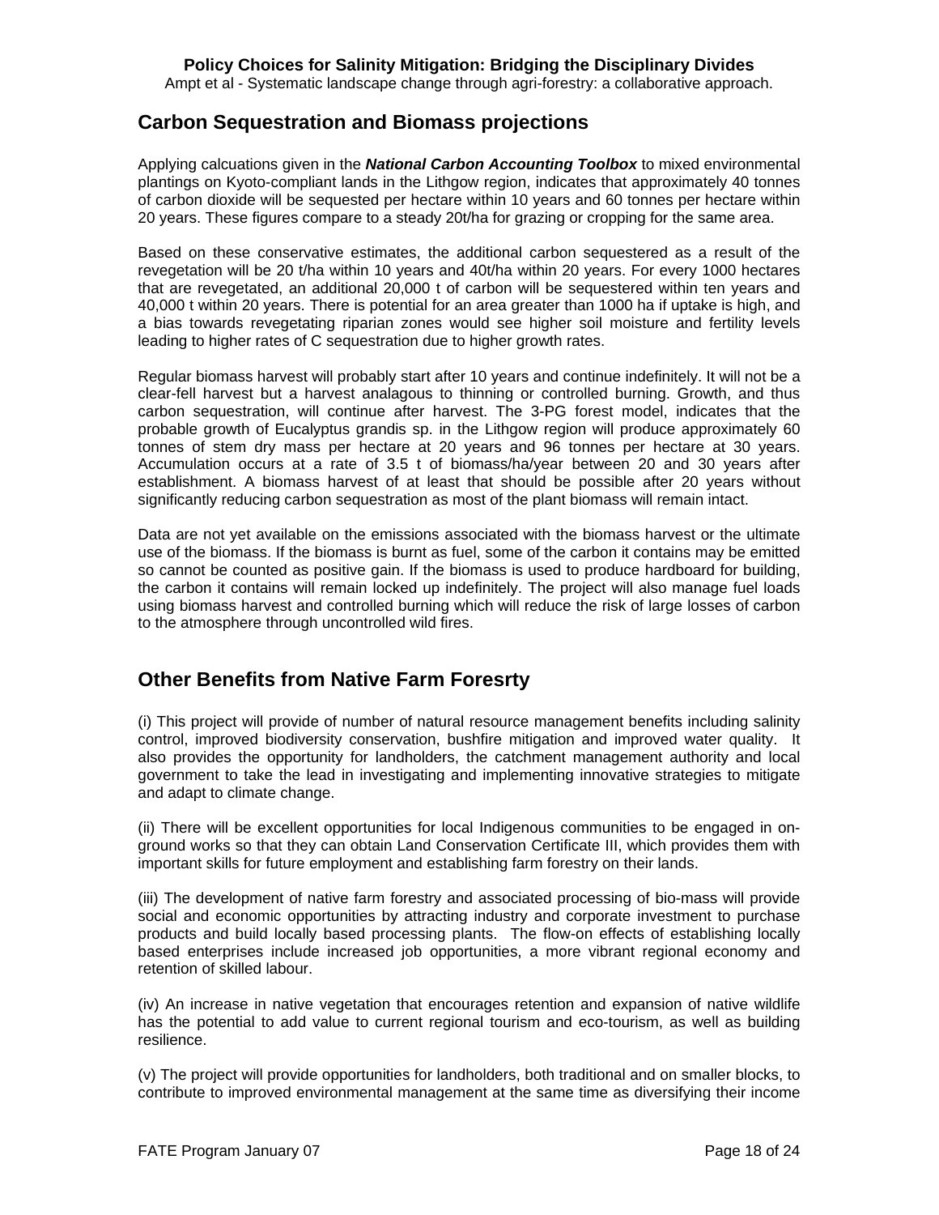## Carbon Sequestration and Biomass projections

Applying calcuations given in the ***National Carbon Accounting Toolbox*** to mixed environmental plantings on Kyoto-compliant lands in the Lithgow region, indicates that approximately 40 tonnes of carbon dioxide will be sequested per hectare within 10 years and 60 tonnes per hectare within 20 years. These figures compare to a steady 20t/ha for grazing or cropping for the same area.

Based on these conservative estimates, the additional carbon sequestered as a result of the revegetation will be 20 t/ha within 10 years and 40t/ha within 20 years. For every 1000 hectares that are revegetated, an additional 20,000 t of carbon will be sequestered within ten years and 40,000 t within 20 years. There is potential for an area greater than 1000 ha if uptake is high, and a bias towards revegetating riparian zones would see higher soil moisture and fertility levels leading to higher rates of C sequestration due to higher growth rates.

Regular biomass harvest will probably start after 10 years and continue indefinitely. It will not be a clear-fell harvest but a harvest analagous to thinning or controlled burning. Growth, and thus carbon sequestration, will continue after harvest. The 3-PG forest model, indicates that the probable growth of Eucalyptus grandis sp. in the Lithgow region will produce approximately 60 tonnes of stem dry mass per hectare at 20 years and 96 tonnes per hectare at 30 years. Accumulation occurs at a rate of 3.5 t of biomass/ha/year between 20 and 30 years after establishment. A biomass harvest of at least that should be possible after 20 years without significantly reducing carbon sequestration as most of the plant biomass will remain intact.

Data are not yet available on the emissions associated with the biomass harvest or the ultimate use of the biomass. If the biomass is burnt as fuel, some of the carbon it contains may be emitted so cannot be counted as positive gain. If the biomass is used to produce hardboard for building, the carbon it contains will remain locked up indefinitely. The project will also manage fuel loads using biomass harvest and controlled burning which will reduce the risk of large losses of carbon to the atmosphere through uncontrolled wild fires.

## Other Benefits from Native Farm Foresrty

(i) This project will provide of number of natural resource management benefits including salinity control, improved biodiversity conservation, bushfire mitigation and improved water quality. It also provides the opportunity for landholders, the catchment management authority and local government to take the lead in investigating and implementing innovative strategies to mitigate and adapt to climate change.

(ii) There will be excellent opportunities for local Indigenous communities to be engaged in on-ground works so that they can obtain Land Conservation Certificate III, which provides them with important skills for future employment and establishing farm forestry on their lands.

(iii) The development of native farm forestry and associated processing of bio-mass will provide social and economic opportunities by attracting industry and corporate investment to purchase products and build locally based processing plants. The flow-on effects of establishing locally based enterprises include increased job opportunities, a more vibrant regional economy and retention of skilled labour.

(iv) An increase in native vegetation that encourages retention and expansion of native wildlife has the potential to add value to current regional tourism and eco-tourism, as well as building resilience.

(v) The project will provide opportunities for landholders, both traditional and on smaller blocks, to contribute to improved environmental management at the same time as diversifying their income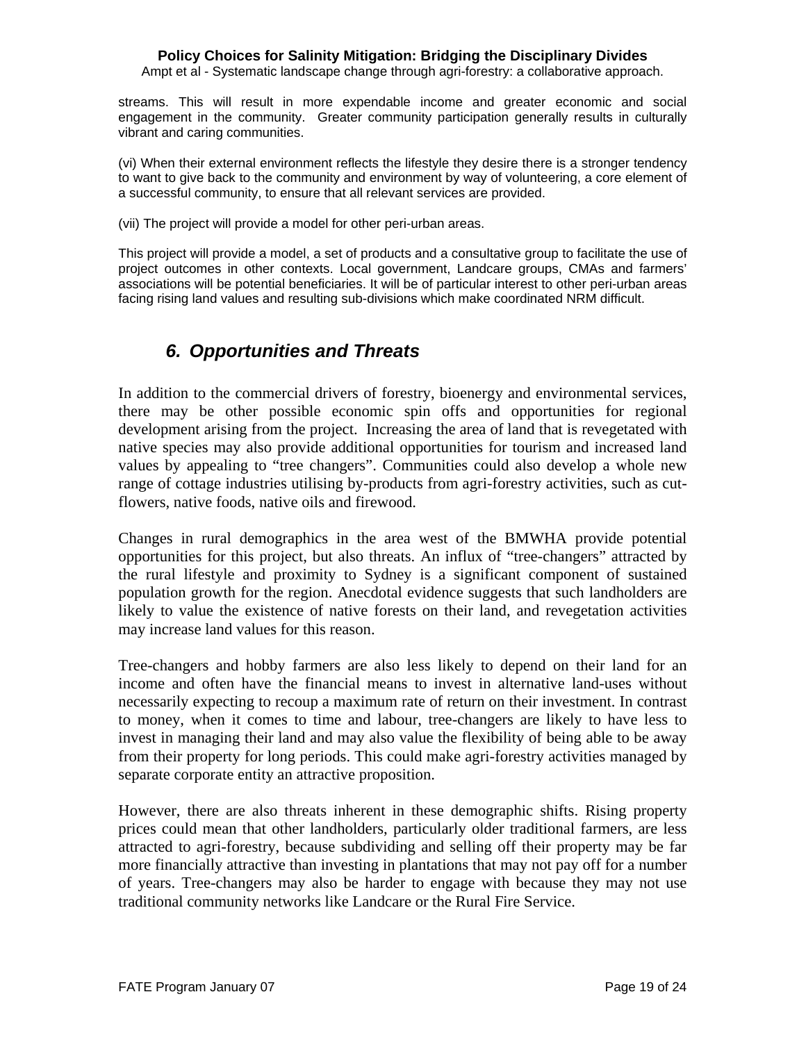streams. This will result in more expendable income and greater economic and social engagement in the community. Greater community participation generally results in culturally vibrant and caring communities.

(vi) When their external environment reflects the lifestyle they desire there is a stronger tendency to want to give back to the community and environment by way of volunteering, a core element of a successful community, to ensure that all relevant services are provided.

(vii) The project will provide a model for other peri-urban areas.

This project will provide a model, a set of products and a consultative group to facilitate the use of project outcomes in other contexts. Local government, Landcare groups, CMAs and farmers' associations will be potential beneficiaries. It will be of particular interest to other peri-urban areas facing rising land values and resulting sub-divisions which make coordinated NRM difficult.

## *6. Opportunities and Threats*

In addition to the commercial drivers of forestry, bioenergy and environmental services, there may be other possible economic spin offs and opportunities for regional development arising from the project. Increasing the area of land that is revegetated with native species may also provide additional opportunities for tourism and increased land values by appealing to "tree changers". Communities could also develop a whole new range of cottage industries utilising by-products from agri-forestry activities, such as cut-flowers, native foods, native oils and firewood.

Changes in rural demographics in the area west of the BMWHA provide potential opportunities for this project, but also threats. An influx of "tree-changers" attracted by the rural lifestyle and proximity to Sydney is a significant component of sustained population growth for the region. Anecdotal evidence suggests that such landholders are likely to value the existence of native forests on their land, and revegetation activities may increase land values for this reason.

Tree-changers and hobby farmers are also less likely to depend on their land for an income and often have the financial means to invest in alternative land-uses without necessarily expecting to recoup a maximum rate of return on their investment. In contrast to money, when it comes to time and labour, tree-changers are likely to have less to invest in managing their land and may also value the flexibility of being able to be away from their property for long periods. This could make agri-forestry activities managed by separate corporate entity an attractive proposition.

However, there are also threats inherent in these demographic shifts. Rising property prices could mean that other landholders, particularly older traditional farmers, are less attracted to agri-forestry, because subdividing and selling off their property may be far more financially attractive than investing in plantations that may not pay off for a number of years. Tree-changers may also be harder to engage with because they may not use traditional community networks like Landcare or the Rural Fire Service.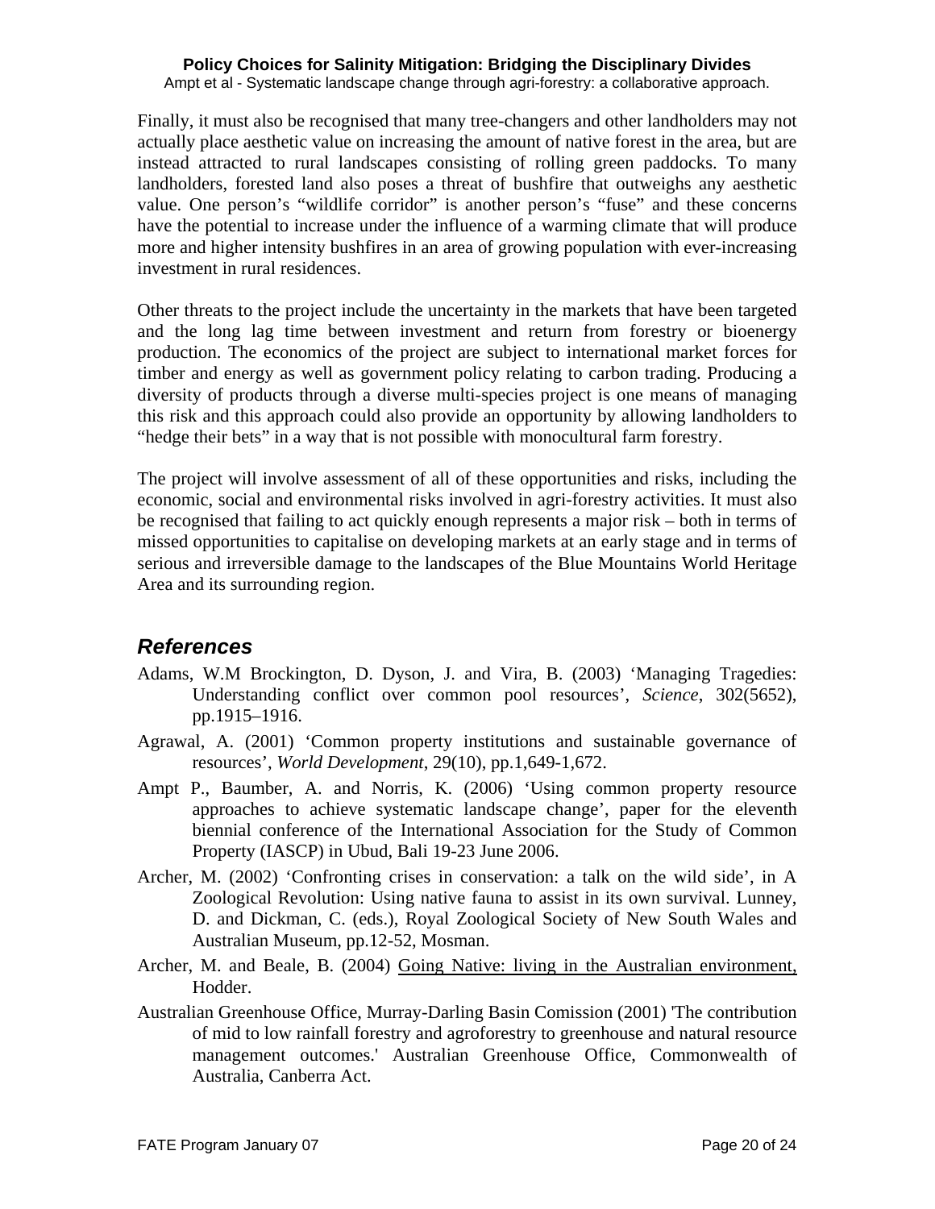Finally, it must also be recognised that many tree-changers and other landholders may not actually place aesthetic value on increasing the amount of native forest in the area, but are instead attracted to rural landscapes consisting of rolling green paddocks. To many landholders, forested land also poses a threat of bushfire that outweighs any aesthetic value. One person's "wildlife corridor" is another person's "fuse" and these concerns have the potential to increase under the influence of a warming climate that will produce more and higher intensity bushfires in an area of growing population with ever-increasing investment in rural residences.

Other threats to the project include the uncertainty in the markets that have been targeted and the long lag time between investment and return from forestry or bioenergy production. The economics of the project are subject to international market forces for timber and energy as well as government policy relating to carbon trading. Producing a diversity of products through a diverse multi-species project is one means of managing this risk and this approach could also provide an opportunity by allowing landholders to "hedge their bets" in a way that is not possible with monocultural farm forestry.

The project will involve assessment of all of these opportunities and risks, including the economic, social and environmental risks involved in agri-forestry activities. It must also be recognised that failing to act quickly enough represents a major risk – both in terms of missed opportunities to capitalise on developing markets at an early stage and in terms of serious and irreversible damage to the landscapes of the Blue Mountains World Heritage Area and its surrounding region.

## *References*

Adams, W.M Brockington, D. Dyson, J. and Vira, B. (2003) 'Managing Tragedies: Understanding conflict over common pool resources', *Science*, 302(5652), pp.1915–1916.

Agrawal, A. (2001) 'Common property institutions and sustainable governance of resources', *World Development*, 29(10), pp.1,649-1,672.

Ampt P., Baumber, A. and Norris, K. (2006) 'Using common property resource approaches to achieve systematic landscape change', paper for the eleventh biennial conference of the International Association for the Study of Common Property (IASCP) in Ubud, Bali 19-23 June 2006.

Archer, M. (2002) 'Confronting crises in conservation: a talk on the wild side', in A Zoological Revolution: Using native fauna to assist in its own survival. Lunney, D. and Dickman, C. (eds.), Royal Zoological Society of New South Wales and Australian Museum, pp.12-52, Mosman.

Archer, M. and Beale, B. (2004) Going Native: living in the Australian environment, Hodder.

Australian Greenhouse Office, Murray-Darling Basin Comission (2001) 'The contribution of mid to low rainfall forestry and agroforestry to greenhouse and natural resource management outcomes.' Australian Greenhouse Office, Commonwealth of Australia, Canberra Act.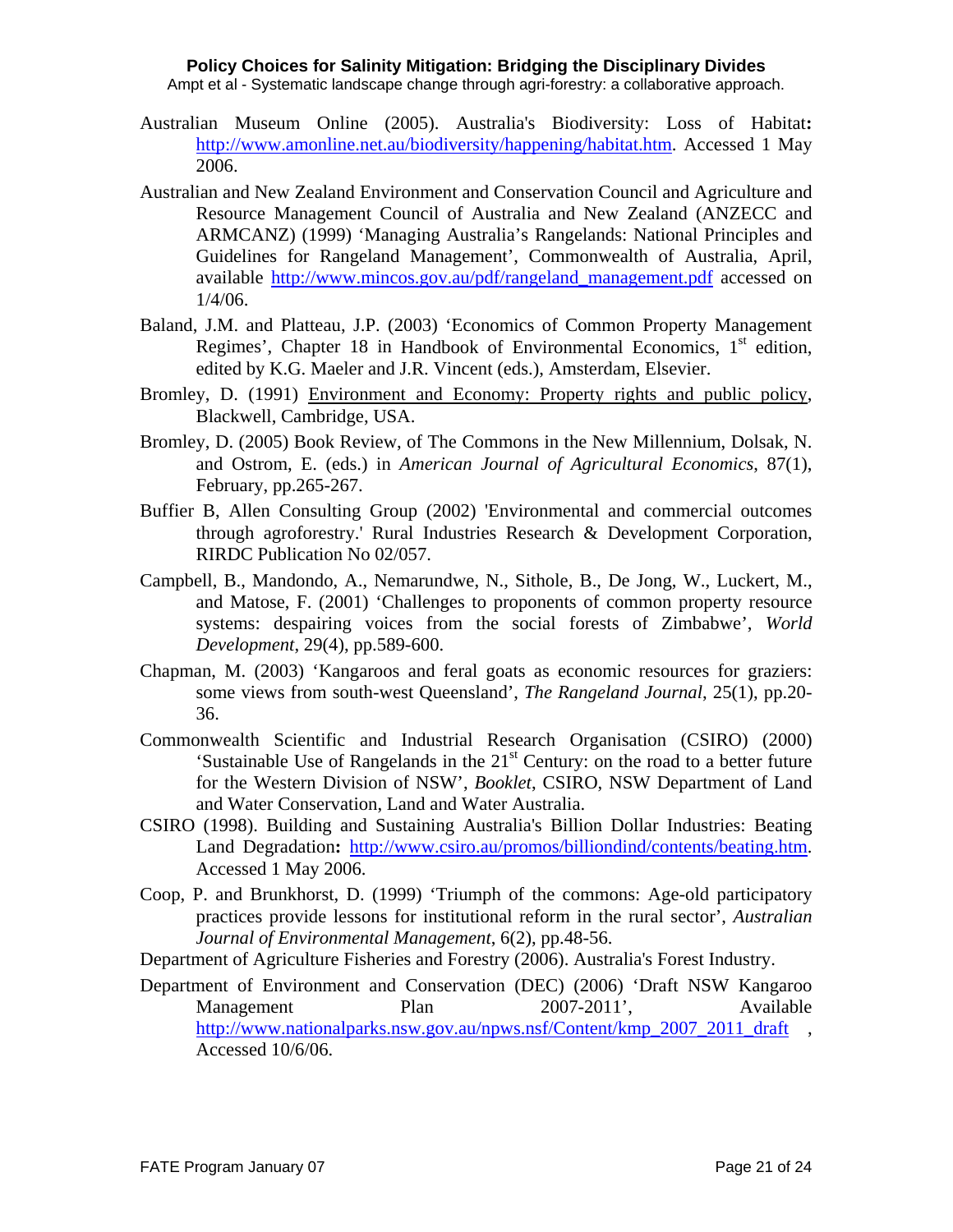Australian Museum Online (2005). Australia's Biodiversity: Loss of Habitat**:** http://www.amonline.net.au/biodiversity/happening/habitat.htm. Accessed 1 May 2006.

Australian and New Zealand Environment and Conservation Council and Agriculture and Resource Management Council of Australia and New Zealand (ANZECC and ARMCANZ) (1999) 'Managing Australia's Rangelands: National Principles and Guidelines for Rangeland Management', Commonwealth of Australia, April, available http://www.mincos.gov.au/pdf/rangeland_management.pdf accessed on 1/4/06.

Baland, J.M. and Platteau, J.P. (2003) 'Economics of Common Property Management Regimes', Chapter 18 in Handbook of Environmental Economics, 1st edition, edited by K.G. Maeler and J.R. Vincent (eds.), Amsterdam, Elsevier.

Bromley, D. (1991) Environment and Economy: Property rights and public policy, Blackwell, Cambridge, USA.

Bromley, D. (2005) Book Review, of The Commons in the New Millennium, Dolsak, N. and Ostrom, E. (eds.) in *American Journal of Agricultural Economics*, 87(1), February, pp.265-267.

Buffier B, Allen Consulting Group (2002) 'Environmental and commercial outcomes through agroforestry.' Rural Industries Research & Development Corporation, RIRDC Publication No 02/057.

Campbell, B., Mandondo, A., Nemarundwe, N., Sithole, B., De Jong, W., Luckert, M., and Matose, F. (2001) 'Challenges to proponents of common property resource systems: despairing voices from the social forests of Zimbabwe', *World Development*, 29(4), pp.589-600.

Chapman, M. (2003) 'Kangaroos and feral goats as economic resources for graziers: some views from south-west Queensland', *The Rangeland Journal*, 25(1), pp.20-36.

Commonwealth Scientific and Industrial Research Organisation (CSIRO) (2000) 'Sustainable Use of Rangelands in the 21st Century: on the road to a better future for the Western Division of NSW', *Booklet*, CSIRO, NSW Department of Land and Water Conservation, Land and Water Australia.

CSIRO (1998). Building and Sustaining Australia's Billion Dollar Industries: Beating Land Degradation**:** http://www.csiro.au/promos/billiondind/contents/beating.htm. Accessed 1 May 2006.

Coop, P. and Brunkhorst, D. (1999) 'Triumph of the commons: Age-old participatory practices provide lessons for institutional reform in the rural sector', *Australian Journal of Environmental Management*, 6(2), pp.48-56.

Department of Agriculture Fisheries and Forestry (2006). Australia's Forest Industry.

Department of Environment and Conservation (DEC) (2006) 'Draft NSW Kangaroo Management Plan 2007-2011', Available http://www.nationalparks.nsw.gov.au/npws.nsf/Content/kmp_2007_2011_draft , Accessed 10/6/06.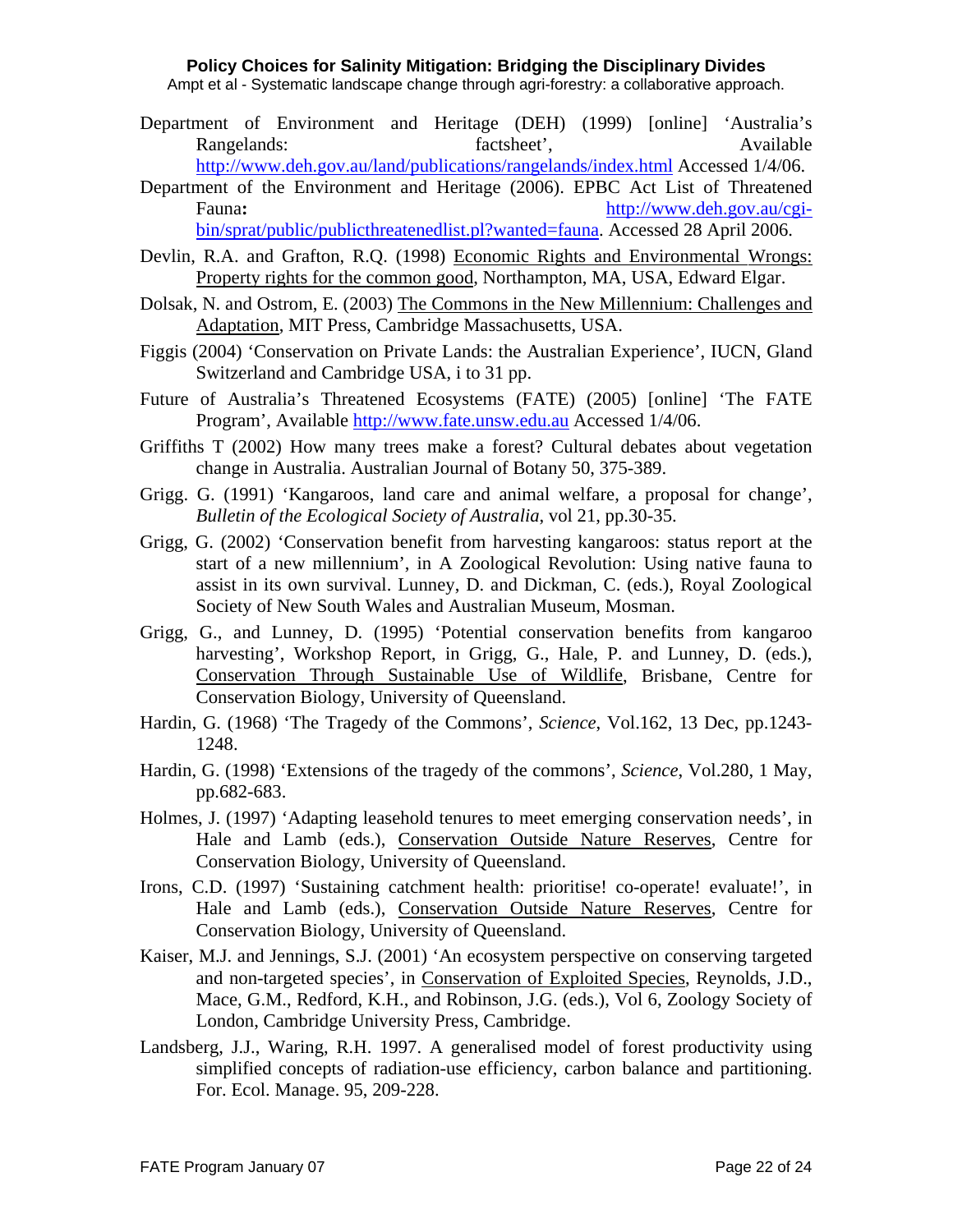Department of Environment and Heritage (DEH) (1999) [online] 'Australia's Rangelands: factsheet', Available http://www.deh.gov.au/land/publications/rangelands/index.html Accessed 1/4/06.

Department of the Environment and Heritage (2006). EPBC Act List of Threatened Fauna**:** http://www.deh.gov.au/cgi-bin/sprat/public/publicthreatenedlist.pl?wanted=fauna. Accessed 28 April 2006.

Devlin, R.A. and Grafton, R.Q. (1998) Economic Rights and Environmental Wrongs: Property rights for the common good, Northampton, MA, USA, Edward Elgar.

Dolsak, N. and Ostrom, E. (2003) The Commons in the New Millennium: Challenges and Adaptation, MIT Press, Cambridge Massachusetts, USA.

Figgis (2004) 'Conservation on Private Lands: the Australian Experience', IUCN, Gland Switzerland and Cambridge USA, i to 31 pp.

Future of Australia's Threatened Ecosystems (FATE) (2005) [online] 'The FATE Program', Available http://www.fate.unsw.edu.au Accessed 1/4/06.

Griffiths T (2002) How many trees make a forest? Cultural debates about vegetation change in Australia. Australian Journal of Botany 50, 375-389.

Grigg. G. (1991) 'Kangaroos, land care and animal welfare, a proposal for change', *Bulletin of the Ecological Society of Australia*, vol 21, pp.30-35.

Grigg, G. (2002) 'Conservation benefit from harvesting kangaroos: status report at the start of a new millennium', in A Zoological Revolution: Using native fauna to assist in its own survival. Lunney, D. and Dickman, C. (eds.), Royal Zoological Society of New South Wales and Australian Museum, Mosman.

Grigg, G., and Lunney, D. (1995) 'Potential conservation benefits from kangaroo harvesting', Workshop Report, in Grigg, G., Hale, P. and Lunney, D. (eds.), Conservation Through Sustainable Use of Wildlife, Brisbane, Centre for Conservation Biology, University of Queensland.

Hardin, G. (1968) 'The Tragedy of the Commons', *Science*, Vol.162, 13 Dec, pp.1243-1248.

Hardin, G. (1998) 'Extensions of the tragedy of the commons', *Science*, Vol.280, 1 May, pp.682-683.

Holmes, J. (1997) 'Adapting leasehold tenures to meet emerging conservation needs', in Hale and Lamb (eds.), Conservation Outside Nature Reserves, Centre for Conservation Biology, University of Queensland.

Irons, C.D. (1997) 'Sustaining catchment health: prioritise! co-operate! evaluate!', in Hale and Lamb (eds.), Conservation Outside Nature Reserves, Centre for Conservation Biology, University of Queensland.

Kaiser, M.J. and Jennings, S.J. (2001) 'An ecosystem perspective on conserving targeted and non-targeted species', in Conservation of Exploited Species, Reynolds, J.D., Mace, G.M., Redford, K.H., and Robinson, J.G. (eds.), Vol 6, Zoology Society of London, Cambridge University Press, Cambridge.

Landsberg, J.J., Waring, R.H. 1997. A generalised model of forest productivity using simplified concepts of radiation-use efficiency, carbon balance and partitioning. For. Ecol. Manage. 95, 209-228.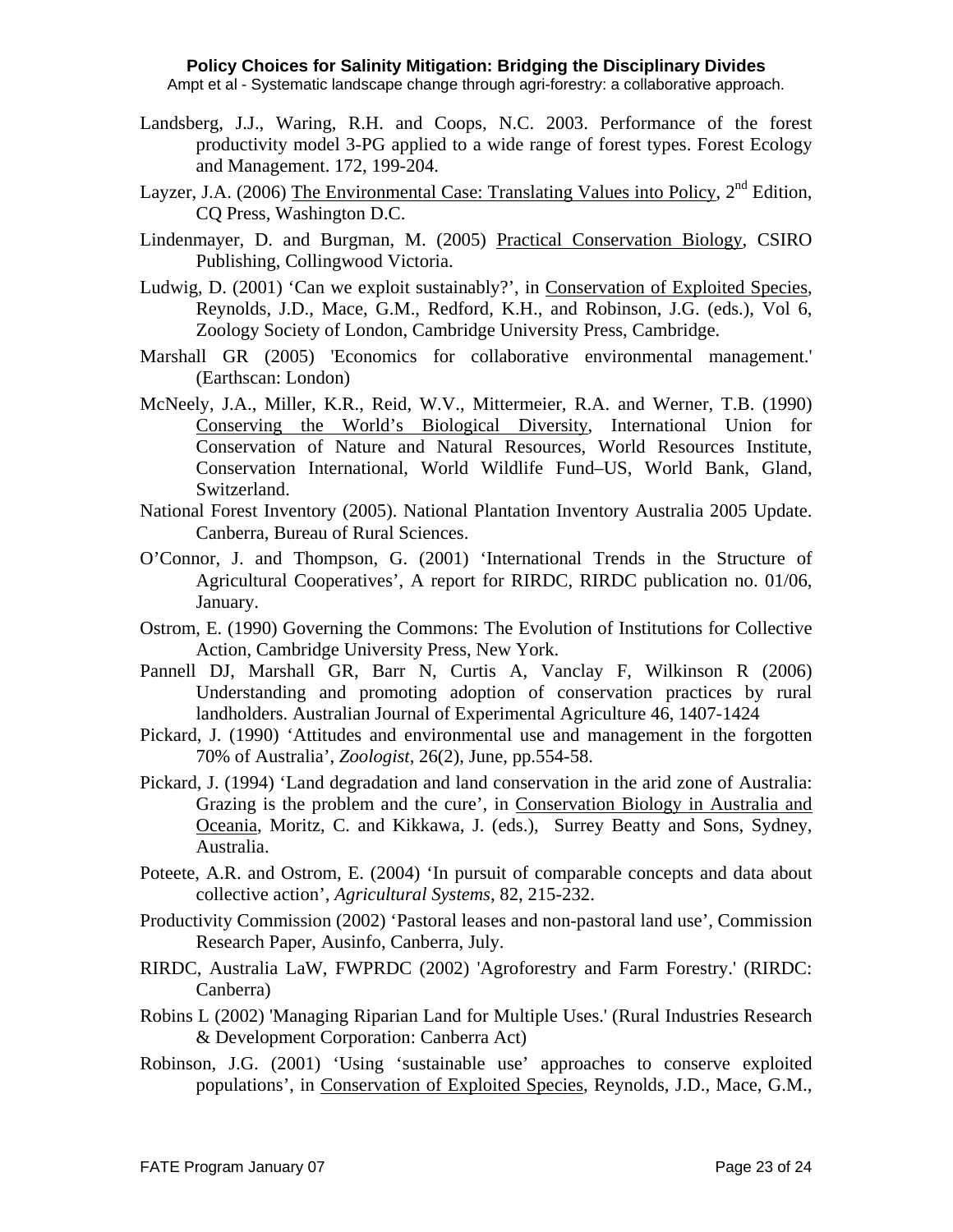Landsberg, J.J., Waring, R.H. and Coops, N.C. 2003. Performance of the forest productivity model 3-PG applied to a wide range of forest types. Forest Ecology and Management. 172, 199-204.

Layzer, J.A. (2006) The Environmental Case: Translating Values into Policy, 2nd Edition, CQ Press, Washington D.C.

Lindenmayer, D. and Burgman, M. (2005) Practical Conservation Biology, CSIRO Publishing, Collingwood Victoria.

Ludwig, D. (2001) 'Can we exploit sustainably?', in Conservation of Exploited Species, Reynolds, J.D., Mace, G.M., Redford, K.H., and Robinson, J.G. (eds.), Vol 6, Zoology Society of London, Cambridge University Press, Cambridge.

Marshall GR (2005) 'Economics for collaborative environmental management.' (Earthscan: London)

McNeely, J.A., Miller, K.R., Reid, W.V., Mittermeier, R.A. and Werner, T.B. (1990) Conserving the World's Biological Diversity, International Union for Conservation of Nature and Natural Resources, World Resources Institute, Conservation International, World Wildlife Fund–US, World Bank, Gland, Switzerland.

National Forest Inventory (2005). National Plantation Inventory Australia 2005 Update. Canberra, Bureau of Rural Sciences.

O'Connor, J. and Thompson, G. (2001) 'International Trends in the Structure of Agricultural Cooperatives', A report for RIRDC, RIRDC publication no. 01/06, January.

Ostrom, E. (1990) Governing the Commons: The Evolution of Institutions for Collective Action, Cambridge University Press, New York.

Pannell DJ, Marshall GR, Barr N, Curtis A, Vanclay F, Wilkinson R (2006) Understanding and promoting adoption of conservation practices by rural landholders. Australian Journal of Experimental Agriculture 46, 1407-1424

Pickard, J. (1990) 'Attitudes and environmental use and management in the forgotten 70% of Australia', *Zoologist*, 26(2), June, pp.554-58.

Pickard, J. (1994) 'Land degradation and land conservation in the arid zone of Australia: Grazing is the problem and the cure', in Conservation Biology in Australia and Oceania, Moritz, C. and Kikkawa, J. (eds.), Surrey Beatty and Sons, Sydney, Australia.

Poteete, A.R. and Ostrom, E. (2004) 'In pursuit of comparable concepts and data about collective action', *Agricultural Systems*, 82, 215-232.

Productivity Commission (2002) 'Pastoral leases and non-pastoral land use', Commission Research Paper, Ausinfo, Canberra, July.

RIRDC, Australia LaW, FWPRDC (2002) 'Agroforestry and Farm Forestry.' (RIRDC: Canberra)

Robins L (2002) 'Managing Riparian Land for Multiple Uses.' (Rural Industries Research & Development Corporation: Canberra Act)

Robinson, J.G. (2001) 'Using 'sustainable use' approaches to conserve exploited populations', in Conservation of Exploited Species, Reynolds, J.D., Mace, G.M.,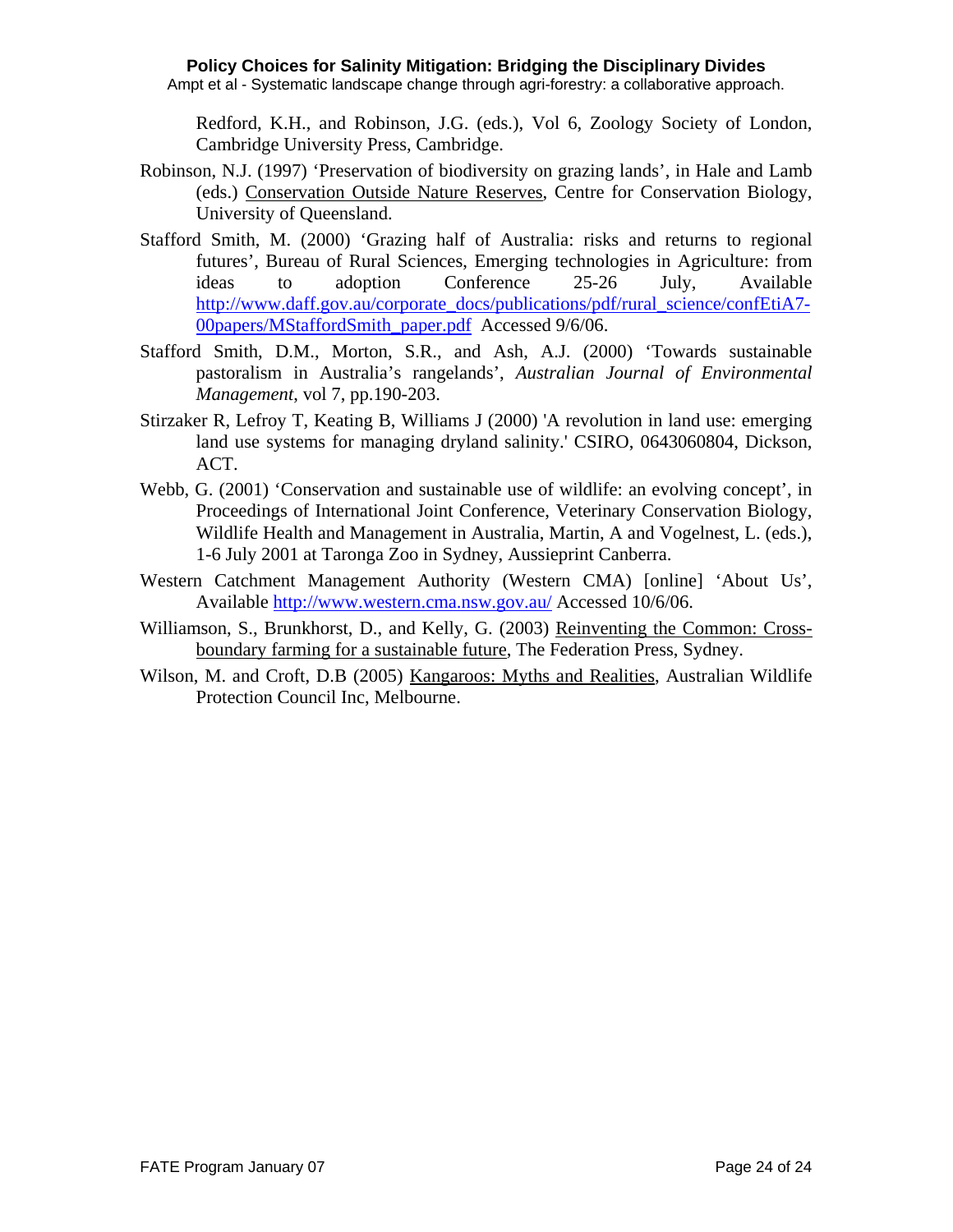Redford, K.H., and Robinson, J.G. (eds.), Vol 6, Zoology Society of London, Cambridge University Press, Cambridge.

Robinson, N.J. (1997) 'Preservation of biodiversity on grazing lands', in Hale and Lamb (eds.) Conservation Outside Nature Reserves, Centre for Conservation Biology, University of Queensland.

Stafford Smith, M. (2000) 'Grazing half of Australia: risks and returns to regional futures', Bureau of Rural Sciences, Emerging technologies in Agriculture: from ideas to adoption Conference 25-26 July, Available http://www.daff.gov.au/corporate_docs/publications/pdf/rural_science/confEtiA7-00papers/MStaffordSmith_paper.pdf Accessed 9/6/06.

Stafford Smith, D.M., Morton, S.R., and Ash, A.J. (2000) 'Towards sustainable pastoralism in Australia's rangelands', *Australian Journal of Environmental Management*, vol 7, pp.190-203.

Stirzaker R, Lefroy T, Keating B, Williams J (2000) 'A revolution in land use: emerging land use systems for managing dryland salinity.' CSIRO, 0643060804, Dickson, ACT.

Webb, G. (2001) 'Conservation and sustainable use of wildlife: an evolving concept', in Proceedings of International Joint Conference, Veterinary Conservation Biology, Wildlife Health and Management in Australia, Martin, A and Vogelnest, L. (eds.), 1-6 July 2001 at Taronga Zoo in Sydney, Aussieprint Canberra.

Western Catchment Management Authority (Western CMA) [online] 'About Us', Available http://www.western.cma.nsw.gov.au/ Accessed 10/6/06.

Williamson, S., Brunkhorst, D., and Kelly, G. (2003) Reinventing the Common: Cross-boundary farming for a sustainable future, The Federation Press, Sydney.

Wilson, M. and Croft, D.B (2005) Kangaroos: Myths and Realities, Australian Wildlife Protection Council Inc, Melbourne.